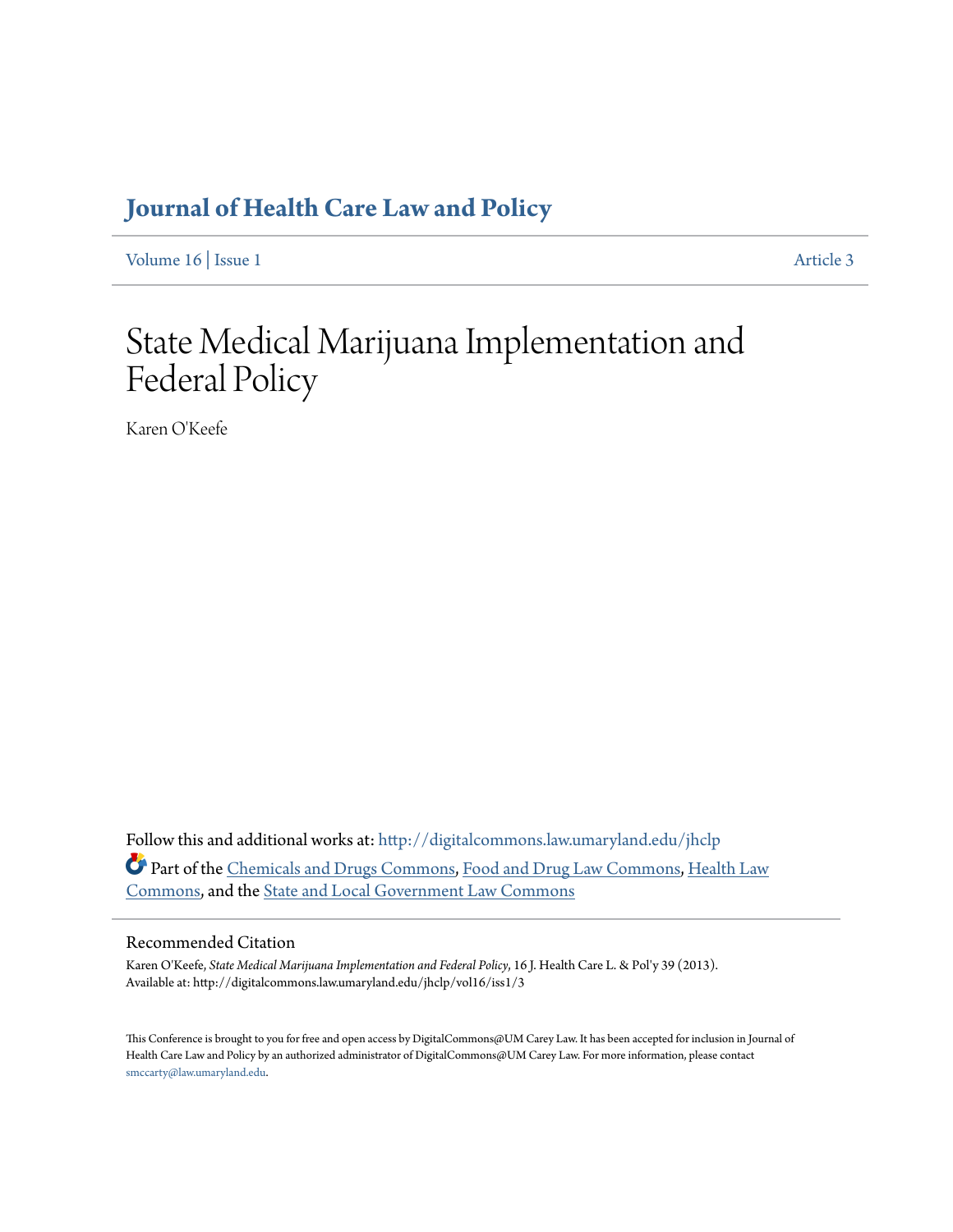# Journal of Health Care Law and Policy

Volume 16 | Issue 1 Article 3

# State Medical Marijuana Implementation and Federal Policy

Karen O'Keefe

Follow this and additional works at: http://digitalcommons.law.umaryland.edu/jhclp

Part of the Chemicals and Drugs Commons, Food and Drug Law Commons, Health Law Commons, and the State and Local Government Law Commons

## Recommended Citation

Karen O'Keefe, *State Medical Marijuana Implementation and Federal Policy*, 16 J. Health Care L. & Pol'y 39 (2013).
Available at: http://digitalcommons.law.umaryland.edu/jhclp/vol16/iss1/3

This Conference is brought to you for free and open access by DigitalCommons@UM Carey Law. It has been accepted for inclusion in Journal of Health Care Law and Policy by an authorized administrator of DigitalCommons@UM Carey Law. For more information, please contact smccarty@law.umaryland.edu.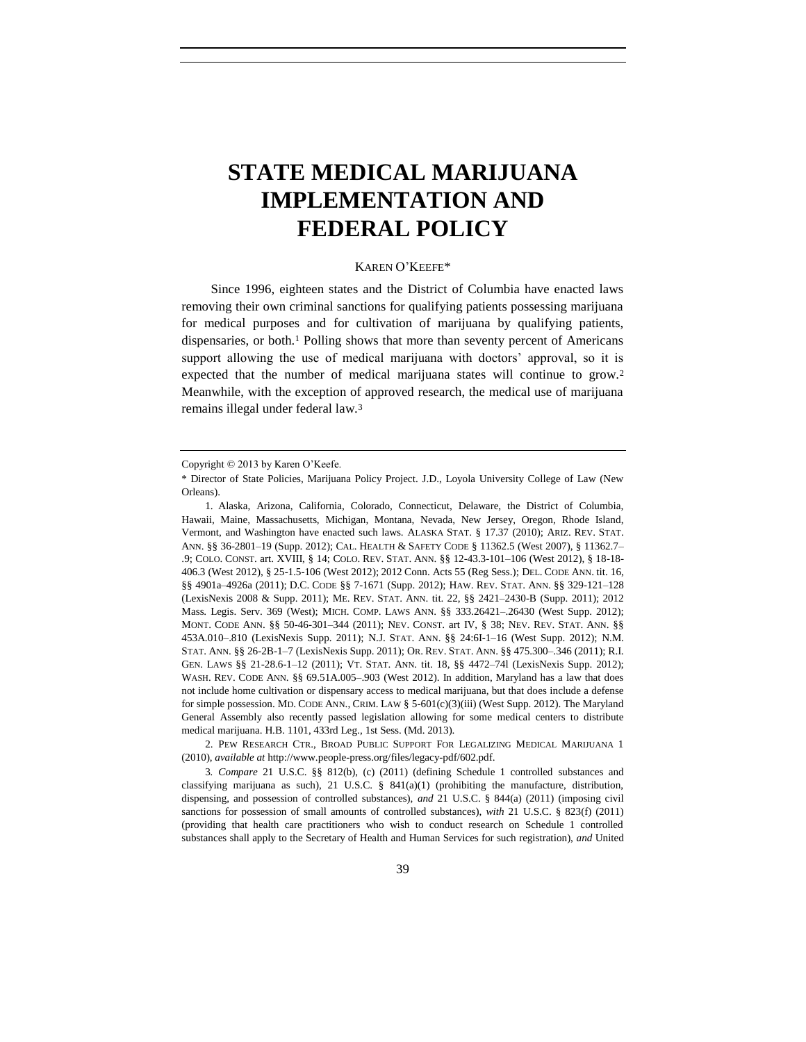# STATE MEDICAL MARIJUANA IMPLEMENTATION AND FEDERAL POLICY

KAREN O'KEEFE*

Since 1996, eighteen states and the District of Columbia have enacted laws removing their own criminal sanctions for qualifying patients possessing marijuana for medical purposes and for cultivation of marijuana by qualifying patients, dispensaries, or both.[1] Polling shows that more than seventy percent of Americans support allowing the use of medical marijuana with doctors' approval, so it is expected that the number of medical marijuana states will continue to grow.[2] Meanwhile, with the exception of approved research, the medical use of marijuana remains illegal under federal law.[3]

---

Copyright © 2013 by Karen O'Keefe.

\* Director of State Policies, Marijuana Policy Project. J.D., Loyola University College of Law (New Orleans).

1. Alaska, Arizona, California, Colorado, Connecticut, Delaware, the District of Columbia, Hawaii, Maine, Massachusetts, Michigan, Montana, Nevada, New Jersey, Oregon, Rhode Island, Vermont, and Washington have enacted such laws. ALASKA STAT. § 17.37 (2010); ARIZ. REV. STAT. ANN. §§ 36-2801–19 (Supp. 2012); CAL. HEALTH & SAFETY CODE § 11362.5 (West 2007), § 11362.7–.9; COLO. CONST. art. XVIII, § 14; COLO. REV. STAT. ANN. §§ 12-43.3-101–106 (West 2012), § 18-18-406.3 (West 2012), § 25-1.5-106 (West 2012); 2012 Conn. Acts 55 (Reg Sess.); DEL. CODE ANN. tit. 16, §§ 4901a–4926a (2011); D.C. CODE §§ 7-1671 (Supp. 2012); HAW. REV. STAT. ANN. §§ 329-121–128 (LexisNexis 2008 & Supp. 2011); ME. REV. STAT. ANN. tit. 22, §§ 2421–2430-B (Supp. 2011); 2012 Mass. Legis. Serv. 369 (West); MICH. COMP. LAWS ANN. §§ 333.26421–.26430 (West Supp. 2012); MONT. CODE ANN. §§ 50-46-301–344 (2011); NEV. CONST. art IV, § 38; NEV. REV. STAT. ANN. §§ 453A.010–.810 (LexisNexis Supp. 2011); N.J. STAT. ANN. §§ 24:6I-1–16 (West Supp. 2012); N.M. STAT. ANN. §§ 26-2B-1–7 (LexisNexis Supp. 2011); OR. REV. STAT. ANN. §§ 475.300–.346 (2011); R.I. GEN. LAWS §§ 21-28.6-1–12 (2011); VT. STAT. ANN. tit. 18, §§ 4472–74l (LexisNexis Supp. 2012); WASH. REV. CODE ANN. §§ 69.51A.005–.903 (West 2012). In addition, Maryland has a law that does not include home cultivation or dispensary access to medical marijuana, but that does include a defense for simple possession. MD. CODE ANN., CRIM. LAW § 5-601(c)(3)(iii) (West Supp. 2012). The Maryland General Assembly also recently passed legislation allowing for some medical centers to distribute medical marijuana. H.B. 1101, 433rd Leg., 1st Sess. (Md. 2013).

2. PEW RESEARCH CTR., BROAD PUBLIC SUPPORT FOR LEGALIZING MEDICAL MARIJUANA 1 (2010), *available at* http://www.people-press.org/files/legacy-pdf/602.pdf.

3. *Compare* 21 U.S.C. §§ 812(b), (c) (2011) (defining Schedule 1 controlled substances and classifying marijuana as such), 21 U.S.C. § 841(a)(1) (prohibiting the manufacture, distribution, dispensing, and possession of controlled substances), *and* 21 U.S.C. § 844(a) (2011) (imposing civil sanctions for possession of small amounts of controlled substances), *with* 21 U.S.C. § 823(f) (2011) (providing that health care practitioners who wish to conduct research on Schedule 1 controlled substances shall apply to the Secretary of Health and Human Services for such registration), *and* United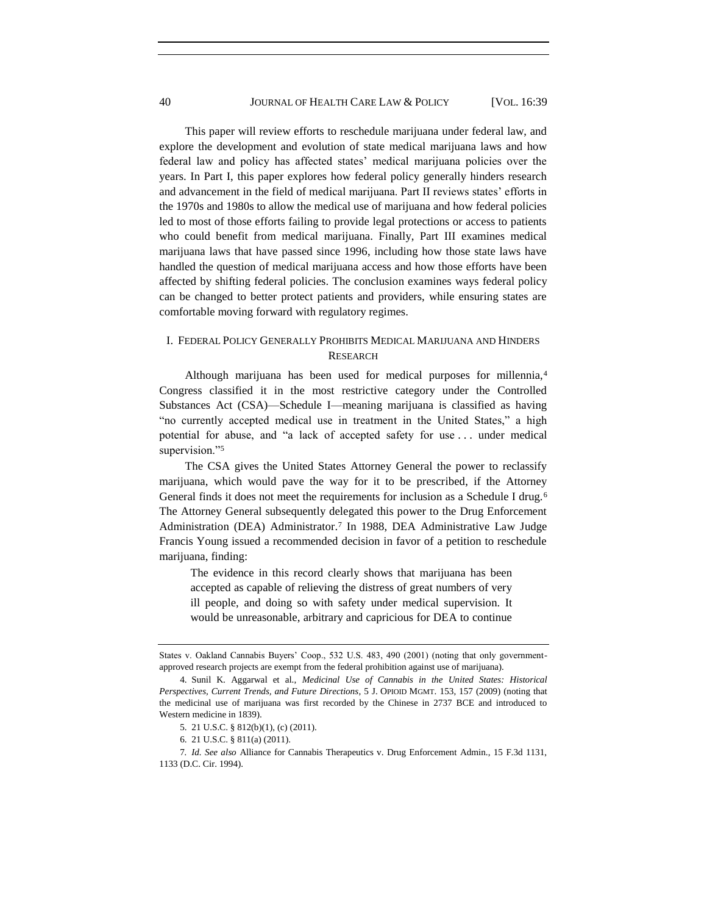This paper will review efforts to reschedule marijuana under federal law, and explore the development and evolution of state medical marijuana laws and how federal law and policy has affected states' medical marijuana policies over the years. In Part I, this paper explores how federal policy generally hinders research and advancement in the field of medical marijuana. Part II reviews states' efforts in the 1970s and 1980s to allow the medical use of marijuana and how federal policies led to most of those efforts failing to provide legal protections or access to patients who could benefit from medical marijuana. Finally, Part III examines medical marijuana laws that have passed since 1996, including how those state laws have handled the question of medical marijuana access and how those efforts have been affected by shifting federal policies. The conclusion examines ways federal policy can be changed to better protect patients and providers, while ensuring states are comfortable moving forward with regulatory regimes.

## I. Federal Policy Generally Prohibits Medical Marijuana and Hinders Research

Although marijuana has been used for medical purposes for millennia,[4] Congress classified it in the most restrictive category under the Controlled Substances Act (CSA)—Schedule I—meaning marijuana is classified as having "no currently accepted medical use in treatment in the United States," a high potential for abuse, and "a lack of accepted safety for use . . . under medical supervision."[5]

The CSA gives the United States Attorney General the power to reclassify marijuana, which would pave the way for it to be prescribed, if the Attorney General finds it does not meet the requirements for inclusion as a Schedule I drug.[6] The Attorney General subsequently delegated this power to the Drug Enforcement Administration (DEA) Administrator.[7] In 1988, DEA Administrative Law Judge Francis Young issued a recommended decision in favor of a petition to reschedule marijuana, finding:

> The evidence in this record clearly shows that marijuana has been accepted as capable of relieving the distress of great numbers of very ill people, and doing so with safety under medical supervision. It would be unreasonable, arbitrary and capricious for DEA to continue

---

States v. Oakland Cannabis Buyers' Coop., 532 U.S. 483, 490 (2001) (noting that only government-approved research projects are exempt from the federal prohibition against use of marijuana).

4. Sunil K. Aggarwal et al., *Medicinal Use of Cannabis in the United States: Historical Perspectives, Current Trends, and Future Directions*, 5 J. OPIOID MGMT. 153, 157 (2009) (noting that the medicinal use of marijuana was first recorded by the Chinese in 2737 BCE and introduced to Western medicine in 1839).

5. 21 U.S.C. § 812(b)(1), (c) (2011).

6. 21 U.S.C. § 811(a) (2011).

7. *Id. See also* Alliance for Cannabis Therapeutics v. Drug Enforcement Admin., 15 F.3d 1131, 1133 (D.C. Cir. 1994).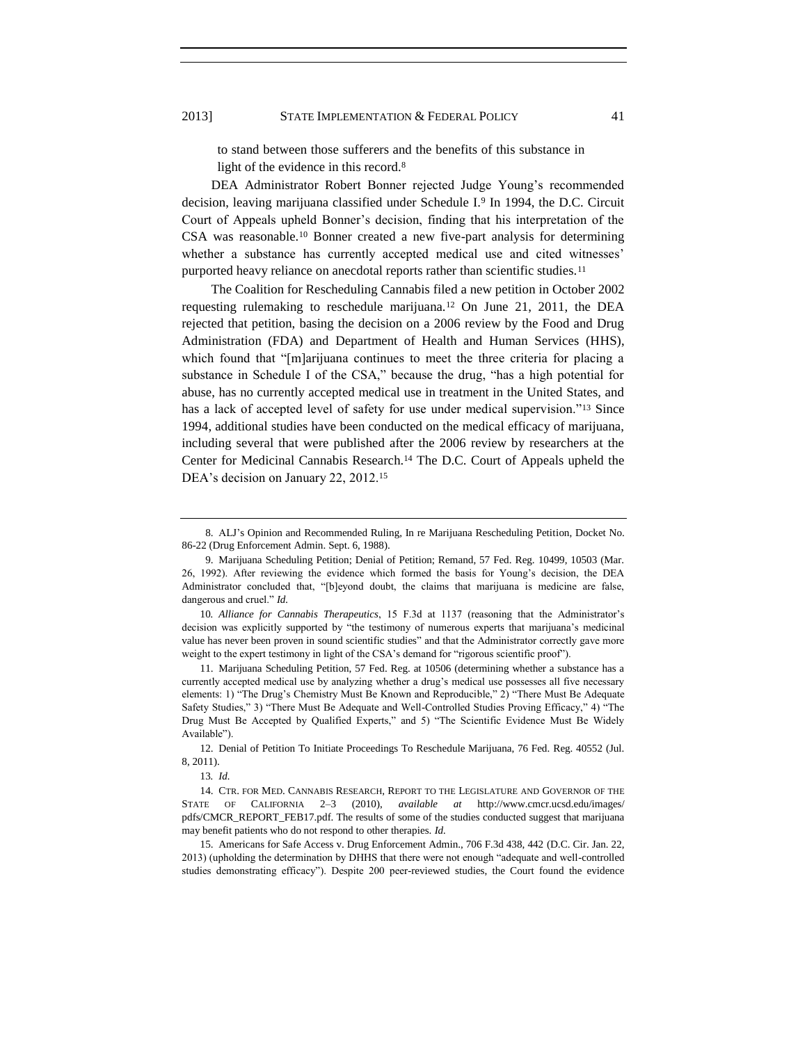to stand between those sufferers and the benefits of this substance in light of the evidence in this record.[8]

DEA Administrator Robert Bonner rejected Judge Young's recommended decision, leaving marijuana classified under Schedule I.[9] In 1994, the D.C. Circuit Court of Appeals upheld Bonner's decision, finding that his interpretation of the CSA was reasonable.[10] Bonner created a new five-part analysis for determining whether a substance has currently accepted medical use and cited witnesses' purported heavy reliance on anecdotal reports rather than scientific studies.[11]

The Coalition for Rescheduling Cannabis filed a new petition in October 2002 requesting rulemaking to reschedule marijuana.[12] On June 21, 2011, the DEA rejected that petition, basing the decision on a 2006 review by the Food and Drug Administration (FDA) and Department of Health and Human Services (HHS), which found that "[m]arijuana continues to meet the three criteria for placing a substance in Schedule I of the CSA," because the drug, "has a high potential for abuse, has no currently accepted medical use in treatment in the United States, and has a lack of accepted level of safety for use under medical supervision."[13] Since 1994, additional studies have been conducted on the medical efficacy of marijuana, including several that were published after the 2006 review by researchers at the Center for Medicinal Cannabis Research.[14] The D.C. Court of Appeals upheld the DEA's decision on January 22, 2012.[15]

---

8. ALJ's Opinion and Recommended Ruling, In re Marijuana Rescheduling Petition, Docket No. 86-22 (Drug Enforcement Admin. Sept. 6, 1988).

9. Marijuana Scheduling Petition; Denial of Petition; Remand, 57 Fed. Reg. 10499, 10503 (Mar. 26, 1992). After reviewing the evidence which formed the basis for Young's decision, the DEA Administrator concluded that, "[b]eyond doubt, the claims that marijuana is medicine are false, dangerous and cruel." *Id.*

10. *Alliance for Cannabis Therapeutics*, 15 F.3d at 1137 (reasoning that the Administrator's decision was explicitly supported by "the testimony of numerous experts that marijuana's medicinal value has never been proven in sound scientific studies" and that the Administrator correctly gave more weight to the expert testimony in light of the CSA's demand for "rigorous scientific proof").

11. Marijuana Scheduling Petition, 57 Fed. Reg. at 10506 (determining whether a substance has a currently accepted medical use by analyzing whether a drug's medical use possesses all five necessary elements: 1) "The Drug's Chemistry Must Be Known and Reproducible," 2) "There Must Be Adequate Safety Studies," 3) "There Must Be Adequate and Well-Controlled Studies Proving Efficacy," 4) "The Drug Must Be Accepted by Qualified Experts," and 5) "The Scientific Evidence Must Be Widely Available").

12. Denial of Petition To Initiate Proceedings To Reschedule Marijuana, 76 Fed. Reg. 40552 (Jul. 8, 2011).

13. *Id.*

14. CTR. FOR MED. CANNABIS RESEARCH, REPORT TO THE LEGISLATURE AND GOVERNOR OF THE STATE OF CALIFORNIA 2–3 (2010), *available at* http://www.cmcr.ucsd.edu/images/pdfs/CMCR_REPORT_FEB17.pdf. The results of some of the studies conducted suggest that marijuana may benefit patients who do not respond to other therapies. *Id.*

15. Americans for Safe Access v. Drug Enforcement Admin., 706 F.3d 438, 442 (D.C. Cir. Jan. 22, 2013) (upholding the determination by DHHS that there were not enough "adequate and well-controlled studies demonstrating efficacy"). Despite 200 peer-reviewed studies, the Court found the evidence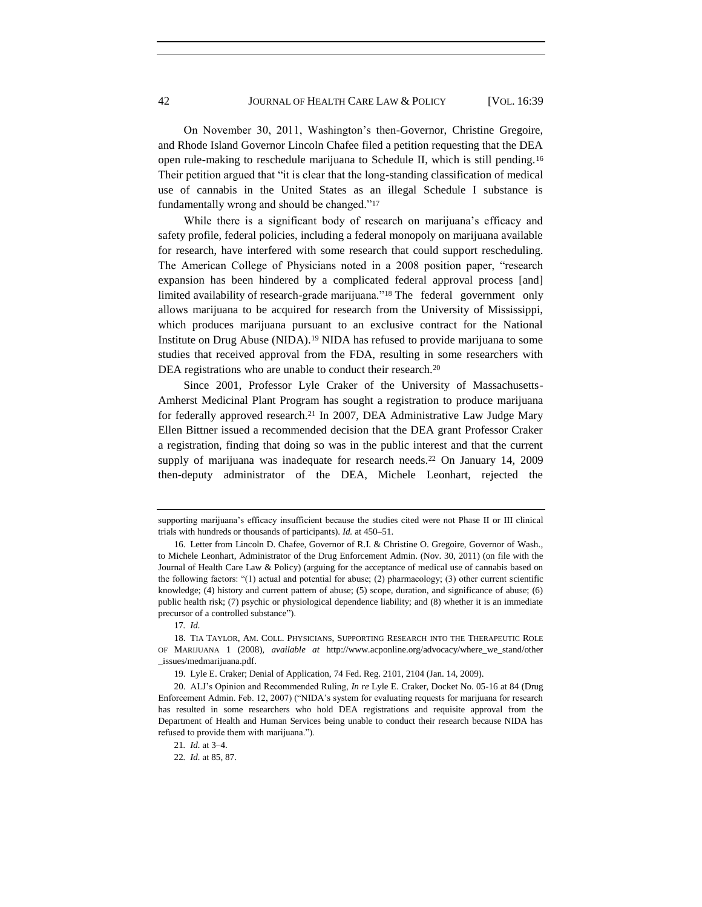On November 30, 2011, Washington's then-Governor, Christine Gregoire, and Rhode Island Governor Lincoln Chafee filed a petition requesting that the DEA open rule-making to reschedule marijuana to Schedule II, which is still pending.[16] Their petition argued that "it is clear that the long-standing classification of medical use of cannabis in the United States as an illegal Schedule I substance is fundamentally wrong and should be changed."[17]

While there is a significant body of research on marijuana's efficacy and safety profile, federal policies, including a federal monopoly on marijuana available for research, have interfered with some research that could support rescheduling. The American College of Physicians noted in a 2008 position paper, "research expansion has been hindered by a complicated federal approval process [and] limited availability of research-grade marijuana."[18] The federal government only allows marijuana to be acquired for research from the University of Mississippi, which produces marijuana pursuant to an exclusive contract for the National Institute on Drug Abuse (NIDA).[19] NIDA has refused to provide marijuana to some studies that received approval from the FDA, resulting in some researchers with DEA registrations who are unable to conduct their research.[20]

Since 2001, Professor Lyle Craker of the University of Massachusetts-Amherst Medicinal Plant Program has sought a registration to produce marijuana for federally approved research.[21] In 2007, DEA Administrative Law Judge Mary Ellen Bittner issued a recommended decision that the DEA grant Professor Craker a registration, finding that doing so was in the public interest and that the current supply of marijuana was inadequate for research needs.[22] On January 14, 2009 then-deputy administrator of the DEA, Michele Leonhart, rejected the

---

supporting marijuana's efficacy insufficient because the studies cited were not Phase II or III clinical trials with hundreds or thousands of participants). *Id.* at 450–51.

16. Letter from Lincoln D. Chafee, Governor of R.I. & Christine O. Gregoire, Governor of Wash., to Michele Leonhart, Administrator of the Drug Enforcement Admin. (Nov. 30, 2011) (on file with the Journal of Health Care Law & Policy) (arguing for the acceptance of medical use of cannabis based on the following factors: "(1) actual and potential for abuse; (2) pharmacology; (3) other current scientific knowledge; (4) history and current pattern of abuse; (5) scope, duration, and significance of abuse; (6) public health risk; (7) psychic or physiological dependence liability; and (8) whether it is an immediate precursor of a controlled substance").

17. *Id.*

18. TIA TAYLOR, AM. COLL. PHYSICIANS, SUPPORTING RESEARCH INTO THE THERAPEUTIC ROLE OF MARIJUANA 1 (2008), *available at* http://www.acponline.org/advocacy/where_we_stand/other_issues/medmarijuana.pdf.

19. Lyle E. Craker; Denial of Application, 74 Fed. Reg. 2101, 2104 (Jan. 14, 2009).

20. ALJ's Opinion and Recommended Ruling, *In re* Lyle E. Craker, Docket No. 05-16 at 84 (Drug Enforcement Admin. Feb. 12, 2007) ("NIDA's system for evaluating requests for marijuana for research has resulted in some researchers who hold DEA registrations and requisite approval from the Department of Health and Human Services being unable to conduct their research because NIDA has refused to provide them with marijuana.").

21. *Id.* at 3–4.

22. *Id.* at 85, 87.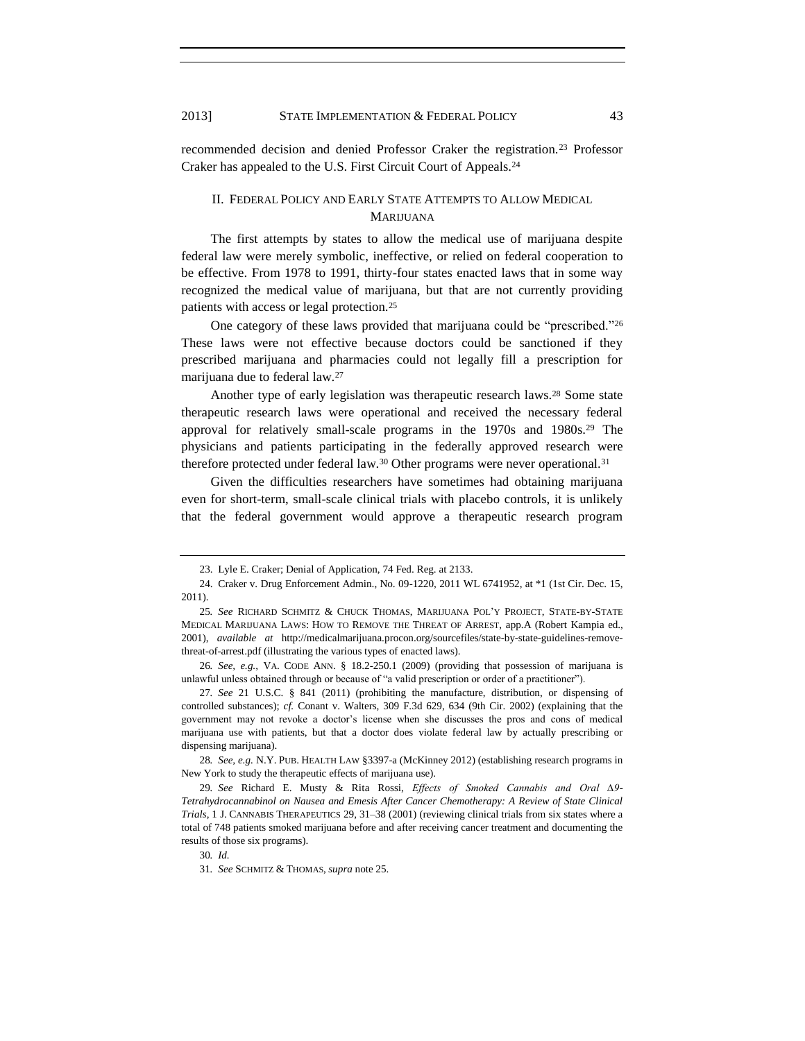recommended decision and denied Professor Craker the registration.[23] Professor Craker has appealed to the U.S. First Circuit Court of Appeals.[24]

## II. FEDERAL POLICY AND EARLY STATE ATTEMPTS TO ALLOW MEDICAL MARIJUANA

The first attempts by states to allow the medical use of marijuana despite federal law were merely symbolic, ineffective, or relied on federal cooperation to be effective. From 1978 to 1991, thirty-four states enacted laws that in some way recognized the medical value of marijuana, but that are not currently providing patients with access or legal protection.[25]

One category of these laws provided that marijuana could be "prescribed."[26] These laws were not effective because doctors could be sanctioned if they prescribed marijuana and pharmacies could not legally fill a prescription for marijuana due to federal law.[27]

Another type of early legislation was therapeutic research laws.[28] Some state therapeutic research laws were operational and received the necessary federal approval for relatively small-scale programs in the 1970s and 1980s.[29] The physicians and patients participating in the federally approved research were therefore protected under federal law.[30] Other programs were never operational.[31]

Given the difficulties researchers have sometimes had obtaining marijuana even for short-term, small-scale clinical trials with placebo controls, it is unlikely that the federal government would approve a therapeutic research program

---

23. Lyle E. Craker; Denial of Application, 74 Fed. Reg. at 2133.

24. Craker v. Drug Enforcement Admin., No. 09-1220, 2011 WL 6741952, at *1 (1st Cir. Dec. 15, 2011).

25. *See* RICHARD SCHMITZ & CHUCK THOMAS, MARIJUANA POL'Y PROJECT, STATE-BY-STATE MEDICAL MARIJUANA LAWS: HOW TO REMOVE THE THREAT OF ARREST, app.A (Robert Kampia ed., 2001), *available at* http://medicalmarijuana.procon.org/sourcefiles/state-by-state-guidelines-remove-threat-of-arrest.pdf (illustrating the various types of enacted laws).

26. *See, e.g.*, VA. CODE ANN. § 18.2-250.1 (2009) (providing that possession of marijuana is unlawful unless obtained through or because of "a valid prescription or order of a practitioner").

27. *See* 21 U.S.C. § 841 (2011) (prohibiting the manufacture, distribution, or dispensing of controlled substances); *cf.* Conant v. Walters, 309 F.3d 629, 634 (9th Cir. 2002) (explaining that the government may not revoke a doctor's license when she discusses the pros and cons of medical marijuana use with patients, but that a doctor does violate federal law by actually prescribing or dispensing marijuana).

28. *See, e.g.* N.Y. PUB. HEALTH LAW §3397-a (McKinney 2012) (establishing research programs in New York to study the therapeutic effects of marijuana use).

29. *See* Richard E. Musty & Rita Rossi, *Effects of Smoked Cannabis and Oral Δ9-Tetrahydrocannabinol on Nausea and Emesis After Cancer Chemotherapy: A Review of State Clinical Trials*, 1 J. CANNABIS THERAPEUTICS 29, 31–38 (2001) (reviewing clinical trials from six states where a total of 748 patients smoked marijuana before and after receiving cancer treatment and documenting the results of those six programs).

30. *Id.*

31. *See* SCHMITZ & THOMAS, *supra* note 25.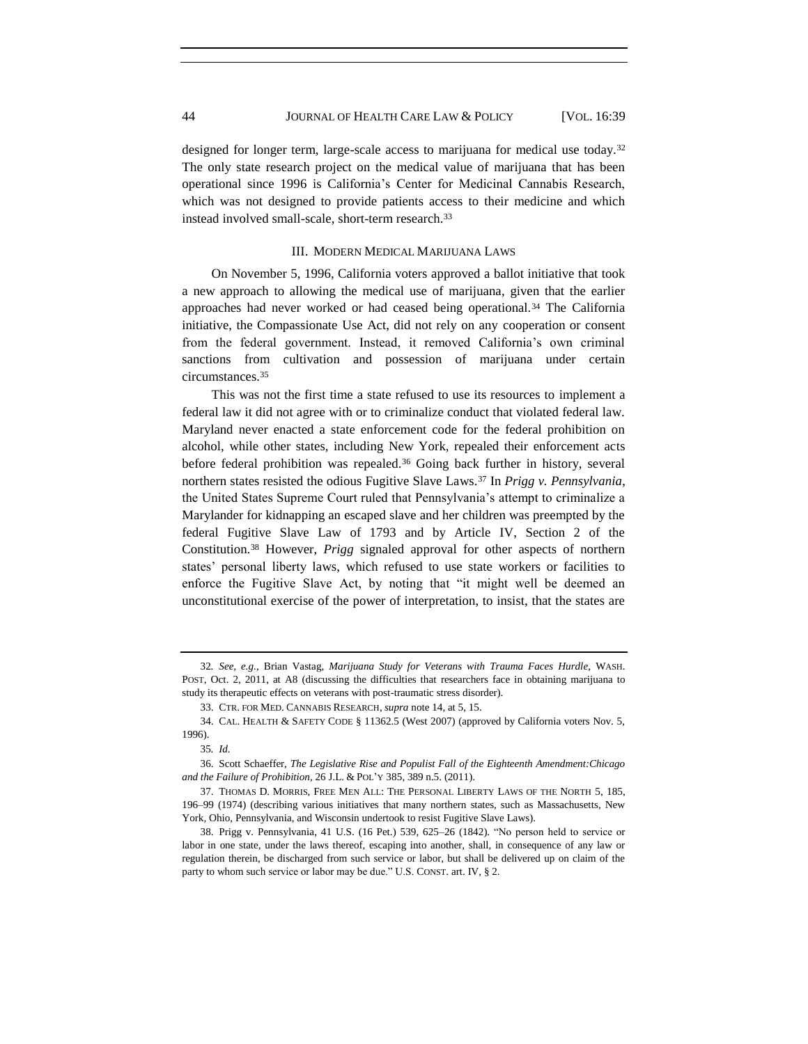designed for longer term, large-scale access to marijuana for medical use today.[32] The only state research project on the medical value of marijuana that has been operational since 1996 is California's Center for Medicinal Cannabis Research, which was not designed to provide patients access to their medicine and which instead involved small-scale, short-term research.[33]

## III. MODERN MEDICAL MARIJUANA LAWS

On November 5, 1996, California voters approved a ballot initiative that took a new approach to allowing the medical use of marijuana, given that the earlier approaches had never worked or had ceased being operational.[34] The California initiative, the Compassionate Use Act, did not rely on any cooperation or consent from the federal government. Instead, it removed California's own criminal sanctions from cultivation and possession of marijuana under certain circumstances.[35]

This was not the first time a state refused to use its resources to implement a federal law it did not agree with or to criminalize conduct that violated federal law. Maryland never enacted a state enforcement code for the federal prohibition on alcohol, while other states, including New York, repealed their enforcement acts before federal prohibition was repealed.[36] Going back further in history, several northern states resisted the odious Fugitive Slave Laws.[37] In *Prigg v. Pennsylvania*, the United States Supreme Court ruled that Pennsylvania's attempt to criminalize a Marylander for kidnapping an escaped slave and her children was preempted by the federal Fugitive Slave Law of 1793 and by Article IV, Section 2 of the Constitution.[38] However, *Prigg* signaled approval for other aspects of northern states' personal liberty laws, which refused to use state workers or facilities to enforce the Fugitive Slave Act, by noting that "it might well be deemed an unconstitutional exercise of the power of interpretation, to insist, that the states are

---

32. *See, e.g.*, Brian Vastag, *Marijuana Study for Veterans with Trauma Faces Hurdle*, WASH. POST, Oct. 2, 2011, at A8 (discussing the difficulties that researchers face in obtaining marijuana to study its therapeutic effects on veterans with post-traumatic stress disorder).

33. CTR. FOR MED. CANNABIS RESEARCH, *supra* note 14, at 5, 15.

34. CAL. HEALTH & SAFETY CODE § 11362.5 (West 2007) (approved by California voters Nov. 5, 1996).

35. *Id.*

36. Scott Schaeffer, *The Legislative Rise and Populist Fall of the Eighteenth Amendment:Chicago and the Failure of Prohibition*, 26 J.L. & POL'Y 385, 389 n.5. (2011).

37. THOMAS D. MORRIS, FREE MEN ALL: THE PERSONAL LIBERTY LAWS OF THE NORTH 5, 185, 196–99 (1974) (describing various initiatives that many northern states, such as Massachusetts, New York, Ohio, Pennsylvania, and Wisconsin undertook to resist Fugitive Slave Laws).

38. Prigg v. Pennsylvania, 41 U.S. (16 Pet.) 539, 625–26 (1842). "No person held to service or labor in one state, under the laws thereof, escaping into another, shall, in consequence of any law or regulation therein, be discharged from such service or labor, but shall be delivered up on claim of the party to whom such service or labor may be due." U.S. CONST. art. IV, § 2.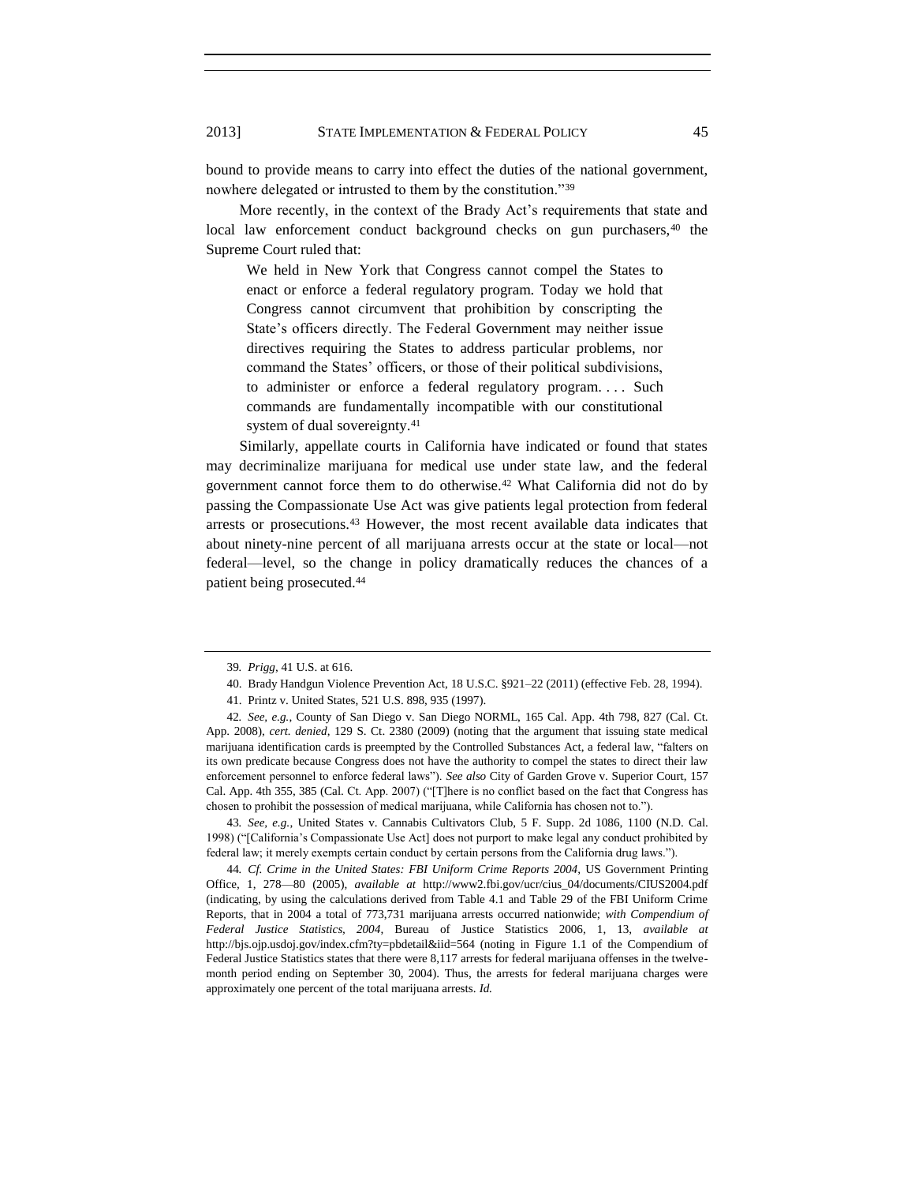bound to provide means to carry into effect the duties of the national government, nowhere delegated or intrusted to them by the constitution."[39]

More recently, in the context of the Brady Act's requirements that state and local law enforcement conduct background checks on gun purchasers,[40] the Supreme Court ruled that:

> We held in New York that Congress cannot compel the States to enact or enforce a federal regulatory program. Today we hold that Congress cannot circumvent that prohibition by conscripting the State's officers directly. The Federal Government may neither issue directives requiring the States to address particular problems, nor command the States' officers, or those of their political subdivisions, to administer or enforce a federal regulatory program. . . . Such commands are fundamentally incompatible with our constitutional system of dual sovereignty.[41]

Similarly, appellate courts in California have indicated or found that states may decriminalize marijuana for medical use under state law, and the federal government cannot force them to do otherwise.[42] What California did not do by passing the Compassionate Use Act was give patients legal protection from federal arrests or prosecutions.[43] However, the most recent available data indicates that about ninety-nine percent of all marijuana arrests occur at the state or local—not federal—level, so the change in policy dramatically reduces the chances of a patient being prosecuted.[44]

---

39. *Prigg*, 41 U.S. at 616.

40. Brady Handgun Violence Prevention Act, 18 U.S.C. §921–22 (2011) (effective Feb. 28, 1994).

41. Printz v. United States, 521 U.S. 898, 935 (1997).

42. *See, e.g.*, County of San Diego v. San Diego NORML, 165 Cal. App. 4th 798, 827 (Cal. Ct. App. 2008), *cert. denied*, 129 S. Ct. 2380 (2009) (noting that the argument that issuing state medical marijuana identification cards is preempted by the Controlled Substances Act, a federal law, "falters on its own predicate because Congress does not have the authority to compel the states to direct their law enforcement personnel to enforce federal laws"). *See also* City of Garden Grove v. Superior Court, 157 Cal. App. 4th 355, 385 (Cal. Ct. App. 2007) ("[T]here is no conflict based on the fact that Congress has chosen to prohibit the possession of medical marijuana, while California has chosen not to.").

43. *See, e.g.*, United States v. Cannabis Cultivators Club, 5 F. Supp. 2d 1086, 1100 (N.D. Cal. 1998) ("[California's Compassionate Use Act] does not purport to make legal any conduct prohibited by federal law; it merely exempts certain conduct by certain persons from the California drug laws.").

44. *Cf. Crime in the United States: FBI Uniform Crime Reports 2004*, US Government Printing Office, 1, 278—80 (2005), *available at* http://www2.fbi.gov/ucr/cius_04/documents/CIUS2004.pdf (indicating, by using the calculations derived from Table 4.1 and Table 29 of the FBI Uniform Crime Reports, that in 2004 a total of 773,731 marijuana arrests occurred nationwide; *with Compendium of Federal Justice Statistics, 2004*, Bureau of Justice Statistics 2006, 1, 13, *available at* http://bjs.ojp.usdoj.gov/index.cfm?ty=pbdetail&iid=564 (noting in Figure 1.1 of the Compendium of Federal Justice Statistics states that there were 8,117 arrests for federal marijuana offenses in the twelve-month period ending on September 30, 2004). Thus, the arrests for federal marijuana charges were approximately one percent of the total marijuana arrests. *Id.*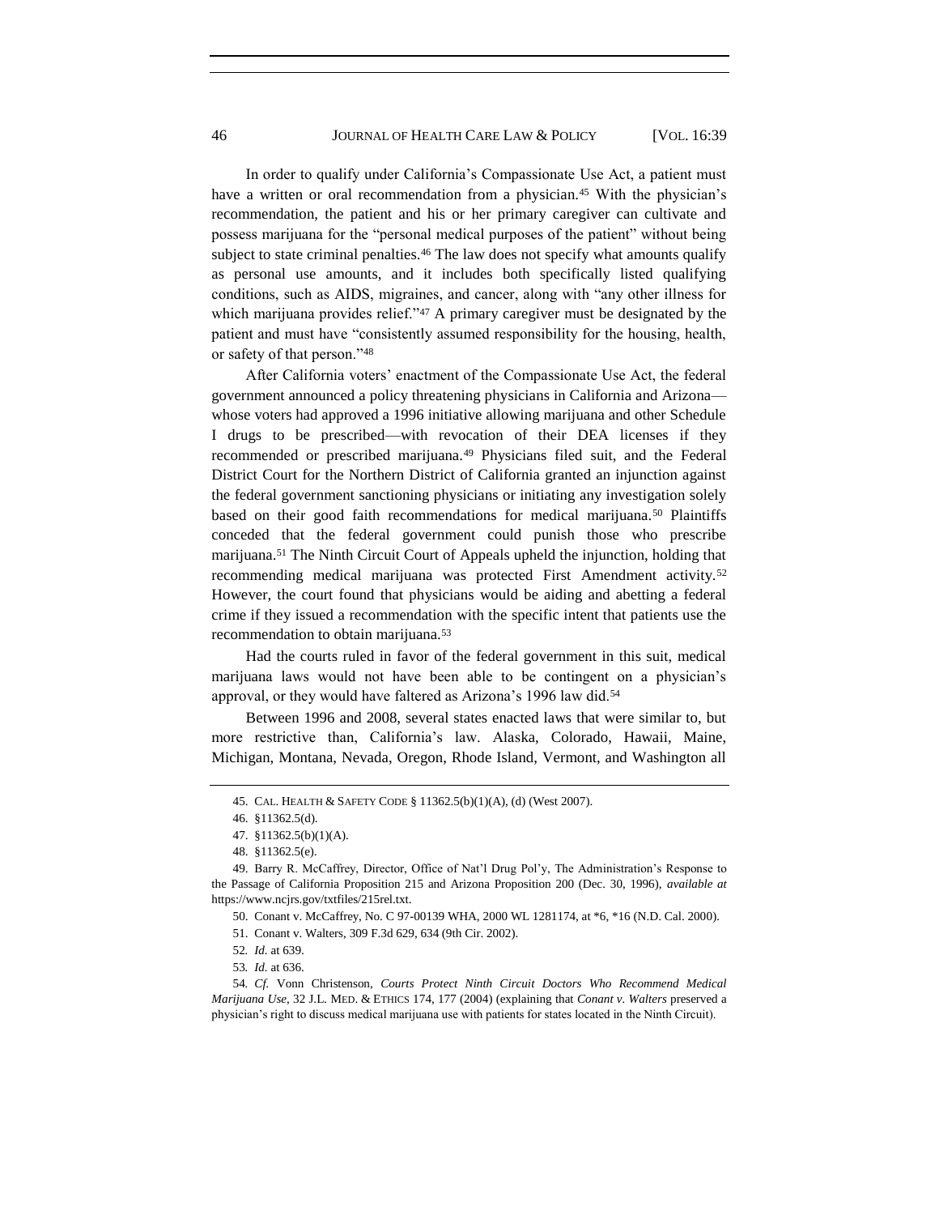In order to qualify under California's Compassionate Use Act, a patient must have a written or oral recommendation from a physician.[45] With the physician's recommendation, the patient and his or her primary caregiver can cultivate and possess marijuana for the "personal medical purposes of the patient" without being subject to state criminal penalties.[46] The law does not specify what amounts qualify as personal use amounts, and it includes both specifically listed qualifying conditions, such as AIDS, migraines, and cancer, along with "any other illness for which marijuana provides relief."[47] A primary caregiver must be designated by the patient and must have "consistently assumed responsibility for the housing, health, or safety of that person."[48]

After California voters' enactment of the Compassionate Use Act, the federal government announced a policy threatening physicians in California and Arizona—whose voters had approved a 1996 initiative allowing marijuana and other Schedule I drugs to be prescribed—with revocation of their DEA licenses if they recommended or prescribed marijuana.[49] Physicians filed suit, and the Federal District Court for the Northern District of California granted an injunction against the federal government sanctioning physicians or initiating any investigation solely based on their good faith recommendations for medical marijuana.[50] Plaintiffs conceded that the federal government could punish those who prescribe marijuana.[51] The Ninth Circuit Court of Appeals upheld the injunction, holding that recommending medical marijuana was protected First Amendment activity.[52] However, the court found that physicians would be aiding and abetting a federal crime if they issued a recommendation with the specific intent that patients use the recommendation to obtain marijuana.[53]

Had the courts ruled in favor of the federal government in this suit, medical marijuana laws would not have been able to be contingent on a physician's approval, or they would have faltered as Arizona's 1996 law did.[54]

Between 1996 and 2008, several states enacted laws that were similar to, but more restrictive than, California's law. Alaska, Colorado, Hawaii, Maine, Michigan, Montana, Nevada, Oregon, Rhode Island, Vermont, and Washington all

---

45. CAL. HEALTH & SAFETY CODE § 11362.5(b)(1)(A), (d) (West 2007).

46. §11362.5(d).

47. §11362.5(b)(1)(A).

48. §11362.5(e).

49. Barry R. McCaffrey, Director, Office of Nat'l Drug Pol'y, The Administration's Response to the Passage of California Proposition 215 and Arizona Proposition 200 (Dec. 30, 1996), *available at* https://www.ncjrs.gov/txtfiles/215rel.txt.

50. Conant v. McCaffrey, No. C 97-00139 WHA, 2000 WL 1281174, at *6, *16 (N.D. Cal. 2000).

51. Conant v. Walters, 309 F.3d 629, 634 (9th Cir. 2002).

52. *Id.* at 639.

53. *Id.* at 636.

54. *Cf.* Vonn Christenson, *Courts Protect Ninth Circuit Doctors Who Recommend Medical Marijuana Use*, 32 J.L. MED. & ETHICS 174, 177 (2004) (explaining that *Conant v. Walters* preserved a physician's right to discuss medical marijuana use with patients for states located in the Ninth Circuit).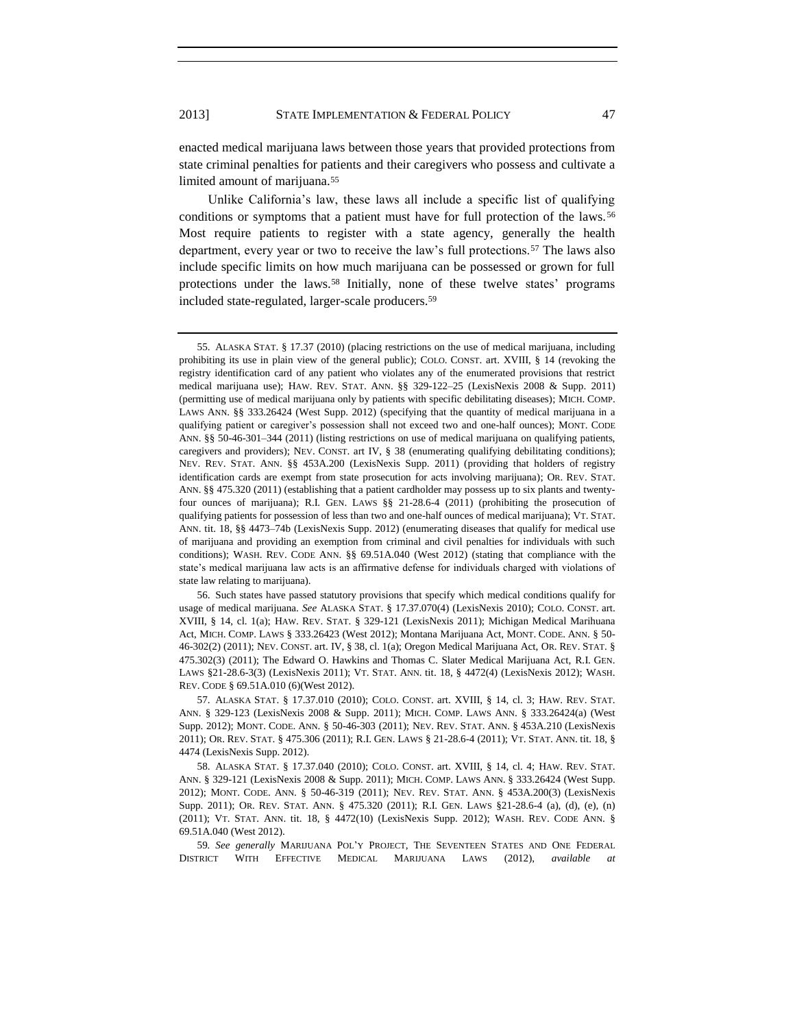enacted medical marijuana laws between those years that provided protections from state criminal penalties for patients and their caregivers who possess and cultivate a limited amount of marijuana.[55]

Unlike California's law, these laws all include a specific list of qualifying conditions or symptoms that a patient must have for full protection of the laws.[56] Most require patients to register with a state agency, generally the health department, every year or two to receive the law's full protections.[57] The laws also include specific limits on how much marijuana can be possessed or grown for full protections under the laws.[58] Initially, none of these twelve states' programs included state-regulated, larger-scale producers.[59]

---

55. ALASKA STAT. § 17.37 (2010) (placing restrictions on the use of medical marijuana, including prohibiting its use in plain view of the general public); COLO. CONST. art. XVIII, § 14 (revoking the registry identification card of any patient who violates any of the enumerated provisions that restrict medical marijuana use); HAW. REV. STAT. ANN. §§ 329-122–25 (LexisNexis 2008 & Supp. 2011) (permitting use of medical marijuana only by patients with specific debilitating diseases); MICH. COMP. LAWS ANN. §§ 333.26424 (West Supp. 2012) (specifying that the quantity of medical marijuana in a qualifying patient or caregiver's possession shall not exceed two and one-half ounces); MONT. CODE ANN. §§ 50-46-301–344 (2011) (listing restrictions on use of medical marijuana on qualifying patients, caregivers and providers); NEV. CONST. art IV, § 38 (enumerating qualifying debilitating conditions); NEV. REV. STAT. ANN. §§ 453A.200 (LexisNexis Supp. 2011) (providing that holders of registry identification cards are exempt from state prosecution for acts involving marijuana); OR. REV. STAT. ANN. §§ 475.320 (2011) (establishing that a patient cardholder may possess up to six plants and twenty-four ounces of marijuana); R.I. GEN. LAWS §§ 21-28.6-4 (2011) (prohibiting the prosecution of qualifying patients for possession of less than two and one-half ounces of medical marijuana); VT. STAT. ANN. tit. 18, §§ 4473–74b (LexisNexis Supp. 2012) (enumerating diseases that qualify for medical use of marijuana and providing an exemption from criminal and civil penalties for individuals with such conditions); WASH. REV. CODE ANN. §§ 69.51A.040 (West 2012) (stating that compliance with the state's medical marijuana law acts is an affirmative defense for individuals charged with violations of state law relating to marijuana).

56. Such states have passed statutory provisions that specify which medical conditions qualify for usage of medical marijuana. *See* ALASKA STAT. § 17.37.070(4) (LexisNexis 2010); COLO. CONST. art. XVIII, § 14, cl. 1(a); HAW. REV. STAT. § 329-121 (LexisNexis 2011); Michigan Medical Marihuana Act, MICH. COMP. LAWS § 333.26423 (West 2012); Montana Marijuana Act, MONT. CODE. ANN. § 50-46-302(2) (2011); NEV. CONST. art. IV, § 38, cl. 1(a); Oregon Medical Marijuana Act, OR. REV. STAT. § 475.302(3) (2011); The Edward O. Hawkins and Thomas C. Slater Medical Marijuana Act, R.I. GEN. LAWS §21-28.6-3(3) (LexisNexis 2011); VT. STAT. ANN. tit. 18, § 4472(4) (LexisNexis 2012); WASH. REV. CODE § 69.51A.010 (6)(West 2012).

57. ALASKA STAT. § 17.37.010 (2010); COLO. CONST. art. XVIII, § 14, cl. 3; HAW. REV. STAT. ANN. § 329-123 (LexisNexis 2008 & Supp. 2011); MICH. COMP. LAWS ANN. § 333.26424(a) (West Supp. 2012); MONT. CODE. ANN. § 50-46-303 (2011); NEV. REV. STAT. ANN. § 453A.210 (LexisNexis 2011); OR. REV. STAT. § 475.306 (2011); R.I. GEN. LAWS § 21-28.6-4 (2011); VT. STAT. ANN. tit. 18, § 4474 (LexisNexis Supp. 2012).

58. ALASKA STAT. § 17.37.040 (2010); COLO. CONST. art. XVIII, § 14, cl. 4; HAW. REV. STAT. ANN. § 329-121 (LexisNexis 2008 & Supp. 2011); MICH. COMP. LAWS ANN. § 333.26424 (West Supp. 2012); MONT. CODE. ANN. § 50-46-319 (2011); NEV. REV. STAT. ANN. § 453A.200(3) (LexisNexis Supp. 2011); OR. REV. STAT. ANN. § 475.320 (2011); R.I. GEN. LAWS §21-28.6-4 (a), (d), (e), (n) (2011); VT. STAT. ANN. tit. 18, § 4472(10) (LexisNexis Supp. 2012); WASH. REV. CODE ANN. § 69.51A.040 (West 2012).

59. *See generally* MARIJUANA POL'Y PROJECT, THE SEVENTEEN STATES AND ONE FEDERAL DISTRICT WITH EFFECTIVE MEDICAL MARIJUANA LAWS (2012), *available at*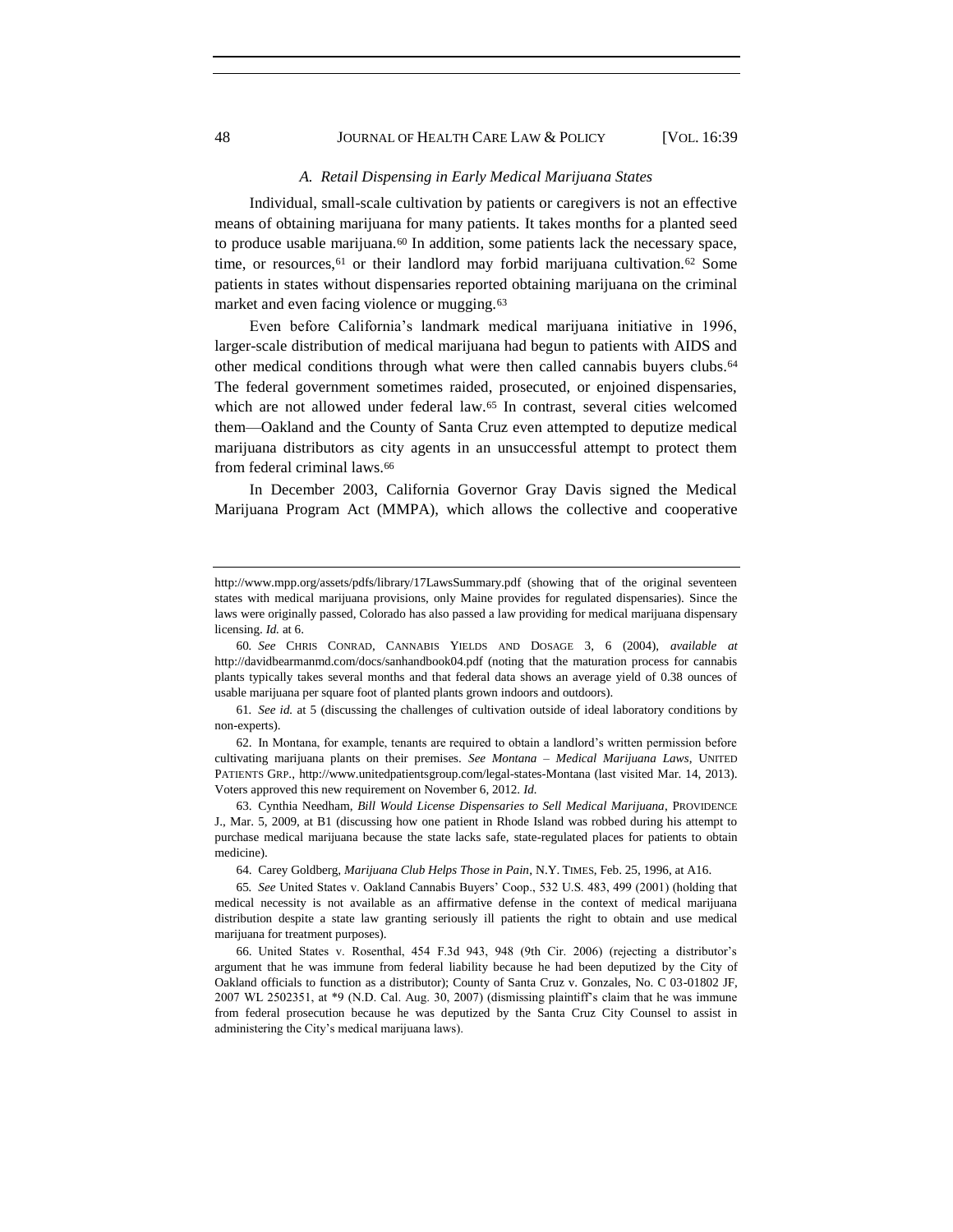### A. Retail Dispensing in Early Medical Marijuana States

Individual, small-scale cultivation by patients or caregivers is not an effective means of obtaining marijuana for many patients. It takes months for a planted seed to produce usable marijuana.[60] In addition, some patients lack the necessary space, time, or resources,[61] or their landlord may forbid marijuana cultivation.[62] Some patients in states without dispensaries reported obtaining marijuana on the criminal market and even facing violence or mugging.[63]

Even before California's landmark medical marijuana initiative in 1996, larger-scale distribution of medical marijuana had begun to patients with AIDS and other medical conditions through what were then called cannabis buyers clubs.[64] The federal government sometimes raided, prosecuted, or enjoined dispensaries, which are not allowed under federal law.[65] In contrast, several cities welcomed them—Oakland and the County of Santa Cruz even attempted to deputize medical marijuana distributors as city agents in an unsuccessful attempt to protect them from federal criminal laws.[66]

In December 2003, California Governor Gray Davis signed the Medical Marijuana Program Act (MMPA), which allows the collective and cooperative

---

http://www.mpp.org/assets/pdfs/library/17LawsSummary.pdf (showing that of the original seventeen states with medical marijuana provisions, only Maine provides for regulated dispensaries). Since the laws were originally passed, Colorado has also passed a law providing for medical marijuana dispensary licensing. *Id.* at 6.

60. *See* CHRIS CONRAD, CANNABIS YIELDS AND DOSAGE 3, 6 (2004), *available at* http://davidbearmanmd.com/docs/sanhandbook04.pdf (noting that the maturation process for cannabis plants typically takes several months and that federal data shows an average yield of 0.38 ounces of usable marijuana per square foot of planted plants grown indoors and outdoors).

61. *See id.* at 5 (discussing the challenges of cultivation outside of ideal laboratory conditions by non-experts).

62. In Montana, for example, tenants are required to obtain a landlord's written permission before cultivating marijuana plants on their premises. *See Montana – Medical Marijuana Laws*, UNITED PATIENTS GRP., http://www.unitedpatientsgroup.com/legal-states-Montana (last visited Mar. 14, 2013). Voters approved this new requirement on November 6, 2012. *Id.*

63. Cynthia Needham, *Bill Would License Dispensaries to Sell Medical Marijuana*, PROVIDENCE J., Mar. 5, 2009, at B1 (discussing how one patient in Rhode Island was robbed during his attempt to purchase medical marijuana because the state lacks safe, state-regulated places for patients to obtain medicine).

64. Carey Goldberg, *Marijuana Club Helps Those in Pain*, N.Y. TIMES, Feb. 25, 1996, at A16.

65. *See* United States v. Oakland Cannabis Buyers' Coop., 532 U.S. 483, 499 (2001) (holding that medical necessity is not available as an affirmative defense in the context of medical marijuana distribution despite a state law granting seriously ill patients the right to obtain and use medical marijuana for treatment purposes).

66. United States v. Rosenthal, 454 F.3d 943, 948 (9th Cir. 2006) (rejecting a distributor's argument that he was immune from federal liability because he had been deputized by the City of Oakland officials to function as a distributor); County of Santa Cruz v. Gonzales, No. C 03-01802 JF, 2007 WL 2502351, at *9 (N.D. Cal. Aug. 30, 2007) (dismissing plaintiff's claim that he was immune from federal prosecution because he was deputized by the Santa Cruz City Counsel to assist in administering the City's medical marijuana laws).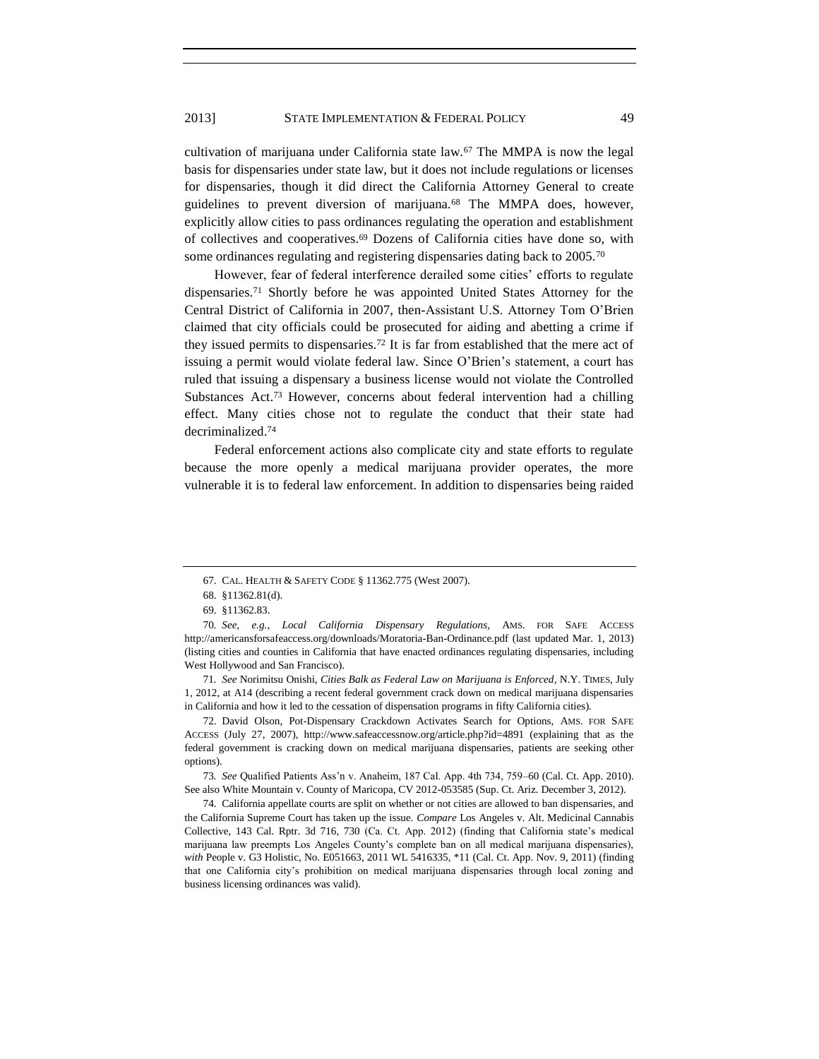cultivation of marijuana under California state law.[67] The MMPA is now the legal basis for dispensaries under state law, but it does not include regulations or licenses for dispensaries, though it did direct the California Attorney General to create guidelines to prevent diversion of marijuana.[68] The MMPA does, however, explicitly allow cities to pass ordinances regulating the operation and establishment of collectives and cooperatives.[69] Dozens of California cities have done so, with some ordinances regulating and registering dispensaries dating back to 2005.[70]

However, fear of federal interference derailed some cities' efforts to regulate dispensaries.[71] Shortly before he was appointed United States Attorney for the Central District of California in 2007, then-Assistant U.S. Attorney Tom O'Brien claimed that city officials could be prosecuted for aiding and abetting a crime if they issued permits to dispensaries.[72] It is far from established that the mere act of issuing a permit would violate federal law. Since O'Brien's statement, a court has ruled that issuing a dispensary a business license would not violate the Controlled Substances Act.[73] However, concerns about federal intervention had a chilling effect. Many cities chose not to regulate the conduct that their state had decriminalized.[74]

Federal enforcement actions also complicate city and state efforts to regulate because the more openly a medical marijuana provider operates, the more vulnerable it is to federal law enforcement. In addition to dispensaries being raided

---

67. CAL. HEALTH & SAFETY CODE § 11362.775 (West 2007).

68. §11362.81(d).

69. §11362.83.

70. *See, e.g.*, *Local California Dispensary Regulations*, AMS. FOR SAFE ACCESS http://americansforsafeaccess.org/downloads/Moratoria-Ban-Ordinance.pdf (last updated Mar. 1, 2013) (listing cities and counties in California that have enacted ordinances regulating dispensaries, including West Hollywood and San Francisco).

71. *See* Norimitsu Onishi, *Cities Balk as Federal Law on Marijuana is Enforced*, N.Y. TIMES, July 1, 2012, at A14 (describing a recent federal government crack down on medical marijuana dispensaries in California and how it led to the cessation of dispensation programs in fifty California cities).

72. David Olson, Pot-Dispensary Crackdown Activates Search for Options, AMS. FOR SAFE ACCESS (July 27, 2007), http://www.safeaccessnow.org/article.php?id=4891 (explaining that as the federal government is cracking down on medical marijuana dispensaries, patients are seeking other options).

73. *See* Qualified Patients Ass'n v. Anaheim, 187 Cal. App. 4th 734, 759–60 (Cal. Ct. App. 2010). See also White Mountain v. County of Maricopa, CV 2012-053585 (Sup. Ct. Ariz. December 3, 2012).

74. California appellate courts are split on whether or not cities are allowed to ban dispensaries, and the California Supreme Court has taken up the issue. *Compare* Los Angeles v. Alt. Medicinal Cannabis Collective, 143 Cal. Rptr. 3d 716, 730 (Ca. Ct. App. 2012) (finding that California state's medical marijuana law preempts Los Angeles County's complete ban on all medical marijuana dispensaries), *with* People v. G3 Holistic, No. E051663, 2011 WL 5416335, *11 (Cal. Ct. App. Nov. 9, 2011) (finding that one California city's prohibition on medical marijuana dispensaries through local zoning and business licensing ordinances was valid).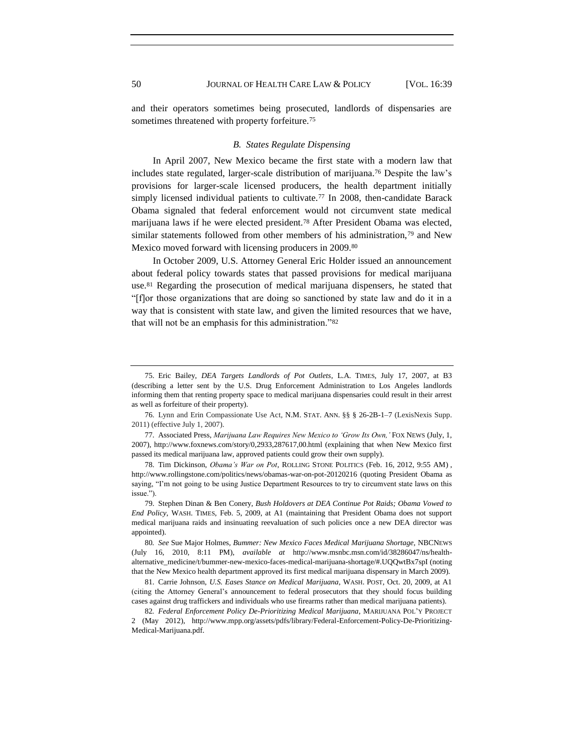and their operators sometimes being prosecuted, landlords of dispensaries are sometimes threatened with property forfeiture.[75]

### *B. States Regulate Dispensing*

In April 2007, New Mexico became the first state with a modern law that includes state regulated, larger-scale distribution of marijuana.[76] Despite the law's provisions for larger-scale licensed producers, the health department initially simply licensed individual patients to cultivate.[77] In 2008, then-candidate Barack Obama signaled that federal enforcement would not circumvent state medical marijuana laws if he were elected president.[78] After President Obama was elected, similar statements followed from other members of his administration,[79] and New Mexico moved forward with licensing producers in 2009.[80]

In October 2009, U.S. Attorney General Eric Holder issued an announcement about federal policy towards states that passed provisions for medical marijuana use.[81] Regarding the prosecution of medical marijuana dispensers, he stated that "[f]or those organizations that are doing so sanctioned by state law and do it in a way that is consistent with state law, and given the limited resources that we have, that will not be an emphasis for this administration."[82]

---

75. Eric Bailey, *DEA Targets Landlords of Pot Outlets*, L.A. TIMES, July 17, 2007, at B3 (describing a letter sent by the U.S. Drug Enforcement Administration to Los Angeles landlords informing them that renting property space to medical marijuana dispensaries could result in their arrest as well as forfeiture of their property).

76. Lynn and Erin Compassionate Use Act, N.M. STAT. ANN. §§ § 26-2B-1–7 (LexisNexis Supp. 2011) (effective July 1, 2007).

77. Associated Press, *Marijuana Law Requires New Mexico to 'Grow Its Own,'* FOX NEWS (July, 1, 2007), http://www.foxnews.com/story/0,2933,287617,00.html (explaining that when New Mexico first passed its medical marijuana law, approved patients could grow their own supply).

78. Tim Dickinson, *Obama's War on Pot*, ROLLING STONE POLITICS (Feb. 16, 2012, 9:55 AM) , http://www.rollingstone.com/politics/news/obamas-war-on-pot-20120216 (quoting President Obama as saying, "I'm not going to be using Justice Department Resources to try to circumvent state laws on this issue.").

79. Stephen Dinan & Ben Conery, *Bush Holdovers at DEA Continue Pot Raids; Obama Vowed to End Policy*, WASH. TIMES, Feb. 5, 2009, at A1 (maintaining that President Obama does not support medical marijuana raids and insinuating reevaluation of such policies once a new DEA director was appointed).

80. *See* Sue Major Holmes, *Bummer: New Mexico Faces Medical Marijuana Shortage*, NBCNEWS (July 16, 2010, 8:11 PM), *available at* http://www.msnbc.msn.com/id/38286047/ns/health-alternative_medicine/t/bummer-new-mexico-faces-medical-marijuana-shortage/#.UQQwtBx7spI (noting that the New Mexico health department approved its first medical marijuana dispensary in March 2009).

81. Carrie Johnson, *U.S. Eases Stance on Medical Marijuana*, WASH. POST, Oct. 20, 2009, at A1 (citing the Attorney General's announcement to federal prosecutors that they should focus building cases against drug traffickers and individuals who use firearms rather than medical marijuana patients).

82. *Federal Enforcement Policy De-Prioritizing Medical Marijuana*, MARIJUANA POL'Y PROJECT 2 (May 2012), http://www.mpp.org/assets/pdfs/library/Federal-Enforcement-Policy-De-Prioritizing-Medical-Marijuana.pdf.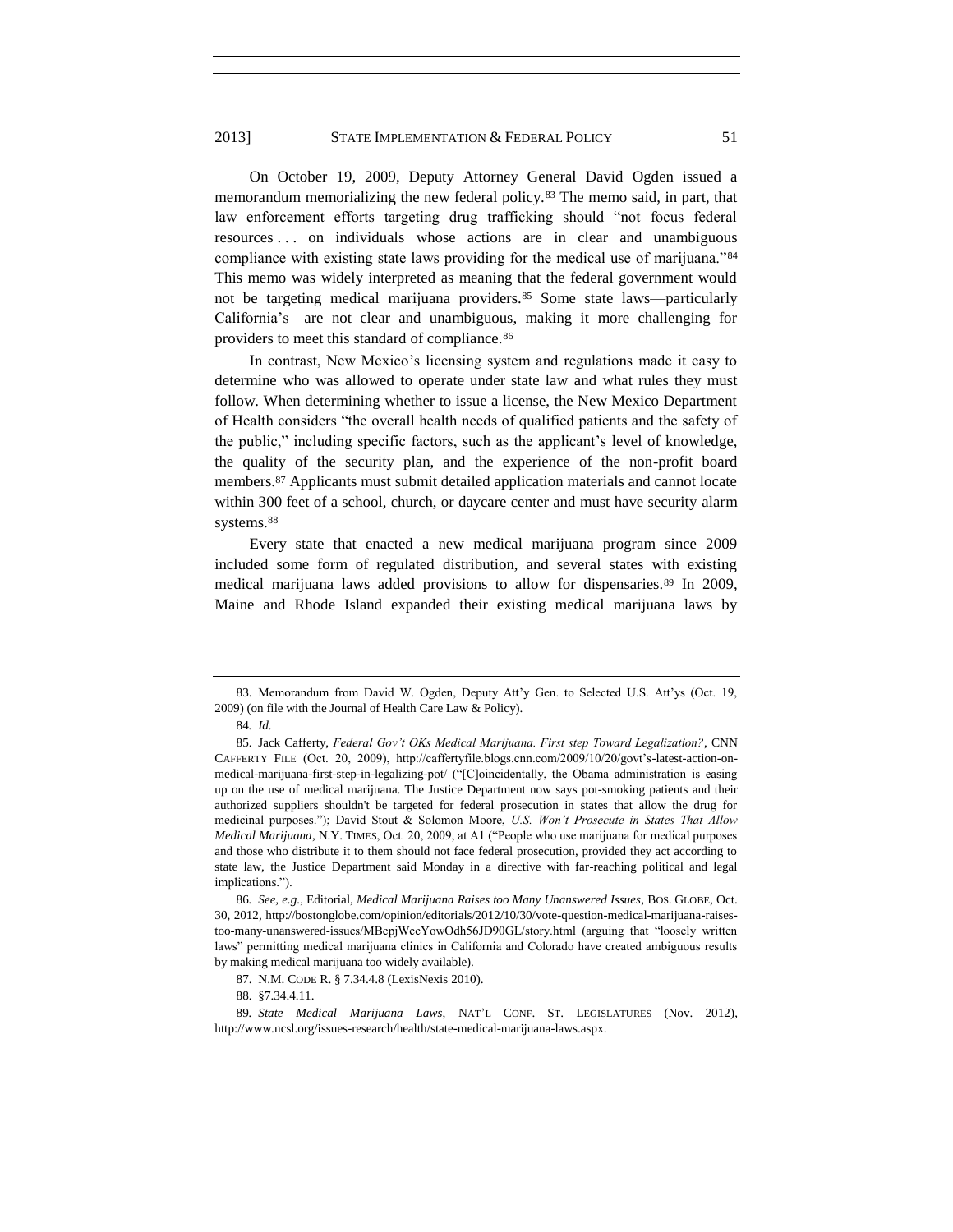On October 19, 2009, Deputy Attorney General David Ogden issued a memorandum memorializing the new federal policy.[83] The memo said, in part, that law enforcement efforts targeting drug trafficking should "not focus federal resources . . . on individuals whose actions are in clear and unambiguous compliance with existing state laws providing for the medical use of marijuana."[84] This memo was widely interpreted as meaning that the federal government would not be targeting medical marijuana providers.[85] Some state laws—particularly California's—are not clear and unambiguous, making it more challenging for providers to meet this standard of compliance.[86]

In contrast, New Mexico's licensing system and regulations made it easy to determine who was allowed to operate under state law and what rules they must follow. When determining whether to issue a license, the New Mexico Department of Health considers "the overall health needs of qualified patients and the safety of the public," including specific factors, such as the applicant's level of knowledge, the quality of the security plan, and the experience of the non-profit board members.[87] Applicants must submit detailed application materials and cannot locate within 300 feet of a school, church, or daycare center and must have security alarm systems.[88]

Every state that enacted a new medical marijuana program since 2009 included some form of regulated distribution, and several states with existing medical marijuana laws added provisions to allow for dispensaries.[89] In 2009, Maine and Rhode Island expanded their existing medical marijuana laws by

---

83. Memorandum from David W. Ogden, Deputy Att'y Gen. to Selected U.S. Att'ys (Oct. 19, 2009) (on file with the Journal of Health Care Law & Policy).

84. *Id.*

85. Jack Cafferty, *Federal Gov't OKs Medical Marijuana. First step Toward Legalization?*, CNN CAFFERTY FILE (Oct. 20, 2009), http://caffertyfile.blogs.cnn.com/2009/10/20/govt's-latest-action-on-medical-marijuana-first-step-in-legalizing-pot/ ("[C]oincidentally, the Obama administration is easing up on the use of medical marijuana. The Justice Department now says pot-smoking patients and their authorized suppliers shouldn't be targeted for federal prosecution in states that allow the drug for medicinal purposes."); David Stout & Solomon Moore, *U.S. Won't Prosecute in States That Allow Medical Marijuana*, N.Y. TIMES, Oct. 20, 2009, at A1 ("People who use marijuana for medical purposes and those who distribute it to them should not face federal prosecution, provided they act according to state law, the Justice Department said Monday in a directive with far-reaching political and legal implications.").

86. *See, e.g.*, Editorial, *Medical Marijuana Raises too Many Unanswered Issues*, BOS. GLOBE, Oct. 30, 2012, http://bostonglobe.com/opinion/editorials/2012/10/30/vote-question-medical-marijuana-raises-too-many-unanswered-issues/MBcpjWccYowOdh56JD90GL/story.html (arguing that "loosely written laws" permitting medical marijuana clinics in California and Colorado have created ambiguous results by making medical marijuana too widely available).

87. N.M. CODE R. § 7.34.4.8 (LexisNexis 2010).

88. §7.34.4.11.

89. *State Medical Marijuana Laws*, NAT'L CONF. ST. LEGISLATURES (Nov. 2012), http://www.ncsl.org/issues-research/health/state-medical-marijuana-laws.aspx.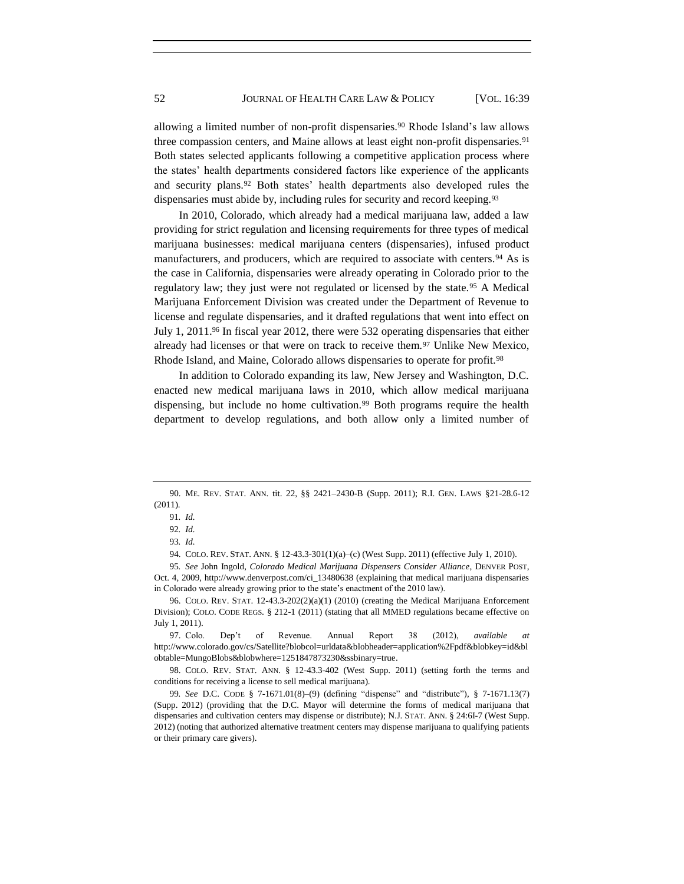allowing a limited number of non-profit dispensaries.[90] Rhode Island's law allows three compassion centers, and Maine allows at least eight non-profit dispensaries.[91] Both states selected applicants following a competitive application process where the states' health departments considered factors like experience of the applicants and security plans.[92] Both states' health departments also developed rules the dispensaries must abide by, including rules for security and record keeping.[93]

In 2010, Colorado, which already had a medical marijuana law, added a law providing for strict regulation and licensing requirements for three types of medical marijuana businesses: medical marijuana centers (dispensaries), infused product manufacturers, and producers, which are required to associate with centers.[94] As is the case in California, dispensaries were already operating in Colorado prior to the regulatory law; they just were not regulated or licensed by the state.[95] A Medical Marijuana Enforcement Division was created under the Department of Revenue to license and regulate dispensaries, and it drafted regulations that went into effect on July 1, 2011.[96] In fiscal year 2012, there were 532 operating dispensaries that either already had licenses or that were on track to receive them.[97] Unlike New Mexico, Rhode Island, and Maine, Colorado allows dispensaries to operate for profit.[98]

In addition to Colorado expanding its law, New Jersey and Washington, D.C. enacted new medical marijuana laws in 2010, which allow medical marijuana dispensing, but include no home cultivation.[99] Both programs require the health department to develop regulations, and both allow only a limited number of

---

90. ME. REV. STAT. ANN. tit. 22, §§ 2421–2430-B (Supp. 2011); R.I. GEN. LAWS §21-28.6-12 (2011).

91. *Id.*

92. *Id.*

93. *Id.*

94. COLO. REV. STAT. ANN. § 12-43.3-301(1)(a)–(c) (West Supp. 2011) (effective July 1, 2010).

95. *See* John Ingold, *Colorado Medical Marijuana Dispensers Consider Alliance*, DENVER POST, Oct. 4, 2009, http://www.denverpost.com/ci_13480638 (explaining that medical marijuana dispensaries in Colorado were already growing prior to the state's enactment of the 2010 law).

96. COLO. REV. STAT. 12-43.3-202(2)(a)(1) (2010) (creating the Medical Marijuana Enforcement Division); COLO. CODE REGS. § 212-1 (2011) (stating that all MMED regulations became effective on July 1, 2011).

97. Colo. Dep't of Revenue. Annual Report 38 (2012), *available at* http://www.colorado.gov/cs/Satellite?blobcol=urldata&blobheader=application%2Fpdf&blobkey=id&blobtable=MungoBlobs&blobwhere=1251847873230&ssbinary=true.

98. COLO. REV. STAT. ANN. § 12-43.3-402 (West Supp. 2011) (setting forth the terms and conditions for receiving a license to sell medical marijuana).

99. *See* D.C. CODE § 7-1671.01(8)–(9) (defining "dispense" and "distribute"), § 7-1671.13(7) (Supp. 2012) (providing that the D.C. Mayor will determine the forms of medical marijuana that dispensaries and cultivation centers may dispense or distribute); N.J. STAT. ANN. § 24:6I-7 (West Supp. 2012) (noting that authorized alternative treatment centers may dispense marijuana to qualifying patients or their primary care givers).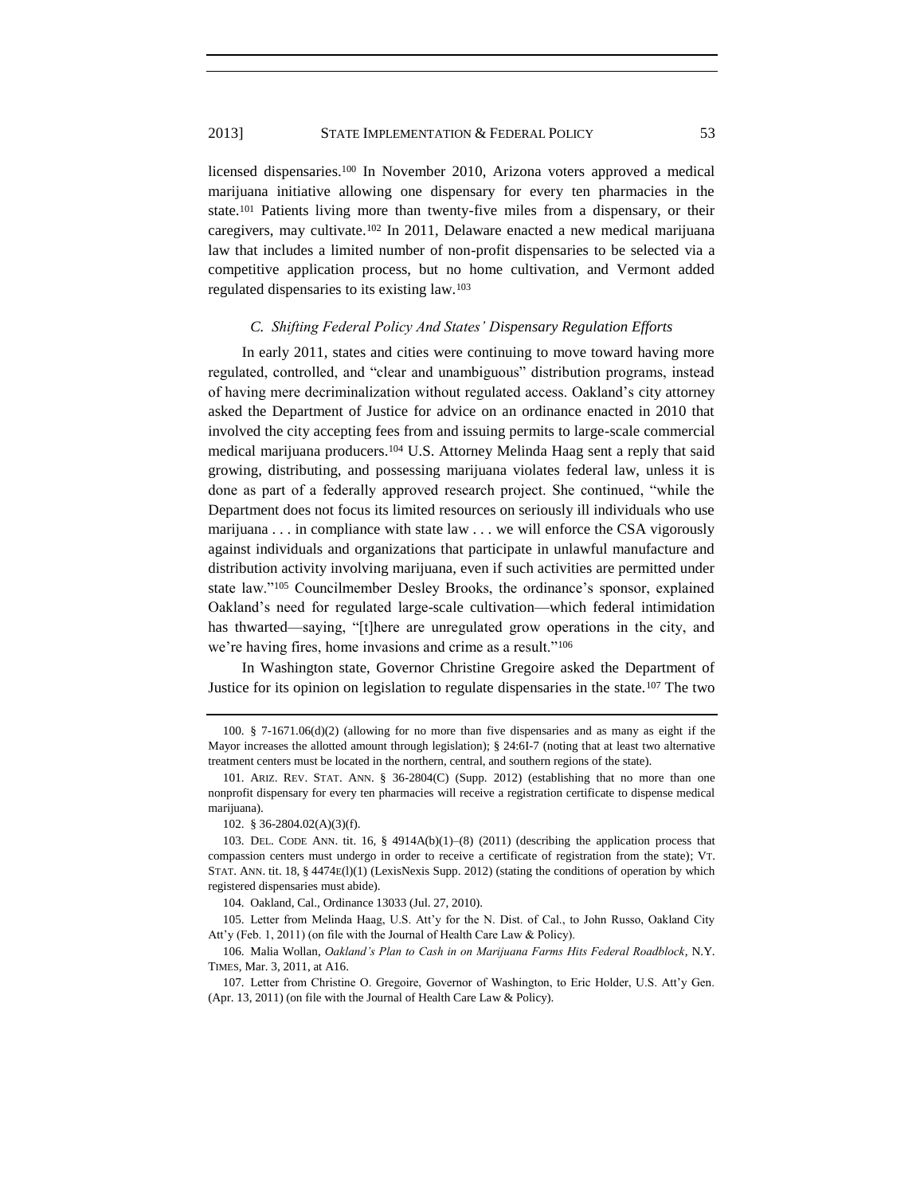licensed dispensaries.[100] In November 2010, Arizona voters approved a medical marijuana initiative allowing one dispensary for every ten pharmacies in the state.[101] Patients living more than twenty-five miles from a dispensary, or their caregivers, may cultivate.[102] In 2011, Delaware enacted a new medical marijuana law that includes a limited number of non-profit dispensaries to be selected via a competitive application process, but no home cultivation, and Vermont added regulated dispensaries to its existing law.[103]

### *C. Shifting Federal Policy And States' Dispensary Regulation Efforts*

In early 2011, states and cities were continuing to move toward having more regulated, controlled, and "clear and unambiguous" distribution programs, instead of having mere decriminalization without regulated access. Oakland's city attorney asked the Department of Justice for advice on an ordinance enacted in 2010 that involved the city accepting fees from and issuing permits to large-scale commercial medical marijuana producers.[104] U.S. Attorney Melinda Haag sent a reply that said growing, distributing, and possessing marijuana violates federal law, unless it is done as part of a federally approved research project. She continued, "while the Department does not focus its limited resources on seriously ill individuals who use marijuana . . . in compliance with state law . . . we will enforce the CSA vigorously against individuals and organizations that participate in unlawful manufacture and distribution activity involving marijuana, even if such activities are permitted under state law."[105] Councilmember Desley Brooks, the ordinance's sponsor, explained Oakland's need for regulated large-scale cultivation—which federal intimidation has thwarted—saying, "[t]here are unregulated grow operations in the city, and we're having fires, home invasions and crime as a result."[106]

In Washington state, Governor Christine Gregoire asked the Department of Justice for its opinion on legislation to regulate dispensaries in the state.[107] The two

---

100. § 7-1671.06(d)(2) (allowing for no more than five dispensaries and as many as eight if the Mayor increases the allotted amount through legislation); § 24:6I-7 (noting that at least two alternative treatment centers must be located in the northern, central, and southern regions of the state).

101. ARIZ. REV. STAT. ANN. § 36-2804(C) (Supp. 2012) (establishing that no more than one nonprofit dispensary for every ten pharmacies will receive a registration certificate to dispense medical marijuana).

102. § 36-2804.02(A)(3)(f).

103. DEL. CODE ANN. tit. 16, § 4914A(b)(1)–(8) (2011) (describing the application process that compassion centers must undergo in order to receive a certificate of registration from the state); VT. STAT. ANN. tit. 18, § 4474E(l)(1) (LexisNexis Supp. 2012) (stating the conditions of operation by which registered dispensaries must abide).

104. Oakland, Cal., Ordinance 13033 (Jul. 27, 2010).

105. Letter from Melinda Haag, U.S. Att'y for the N. Dist. of Cal., to John Russo, Oakland City Att'y (Feb. 1, 2011) (on file with the Journal of Health Care Law & Policy).

106. Malia Wollan, *Oakland's Plan to Cash in on Marijuana Farms Hits Federal Roadblock*, N.Y. TIMES, Mar. 3, 2011, at A16.

107. Letter from Christine O. Gregoire, Governor of Washington, to Eric Holder, U.S. Att'y Gen. (Apr. 13, 2011) (on file with the Journal of Health Care Law & Policy).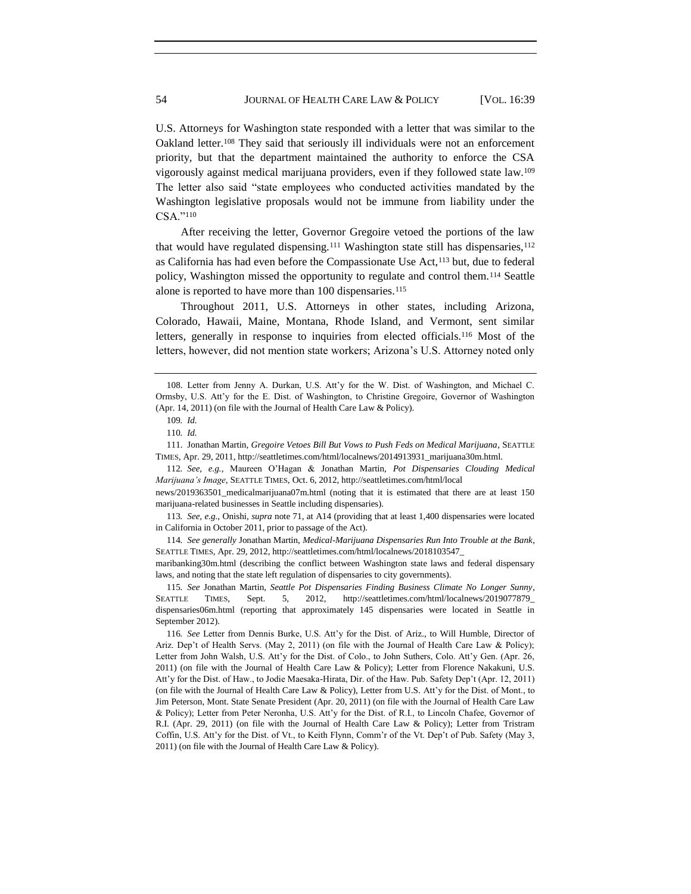U.S. Attorneys for Washington state responded with a letter that was similar to the Oakland letter.[108] They said that seriously ill individuals were not an enforcement priority, but that the department maintained the authority to enforce the CSA vigorously against medical marijuana providers, even if they followed state law.[109] The letter also said "state employees who conducted activities mandated by the Washington legislative proposals would not be immune from liability under the CSA."[110]

After receiving the letter, Governor Gregoire vetoed the portions of the law that would have regulated dispensing.[111] Washington state still has dispensaries,[112] as California has had even before the Compassionate Use Act,[113] but, due to federal policy, Washington missed the opportunity to regulate and control them.[114] Seattle alone is reported to have more than 100 dispensaries.[115]

Throughout 2011, U.S. Attorneys in other states, including Arizona, Colorado, Hawaii, Maine, Montana, Rhode Island, and Vermont, sent similar letters, generally in response to inquiries from elected officials.[116] Most of the letters, however, did not mention state workers; Arizona's U.S. Attorney noted only

---

108. Letter from Jenny A. Durkan, U.S. Att'y for the W. Dist. of Washington, and Michael C. Ormsby, U.S. Att'y for the E. Dist. of Washington, to Christine Gregoire, Governor of Washington (Apr. 14, 2011) (on file with the Journal of Health Care Law & Policy).

109. *Id.*

110. *Id.*

111. Jonathan Martin, *Gregoire Vetoes Bill But Vows to Push Feds on Medical Marijuana*, SEATTLE TIMES, Apr. 29, 2011, http://seattletimes.com/html/localnews/2014913931_marijuana30m.html.

112. *See, e.g.*, Maureen O'Hagan & Jonathan Martin, *Pot Dispensaries Clouding Medical Marijuana's Image*, SEATTLE TIMES, Oct. 6, 2012, http://seattletimes.com/html/local news/2019363501_medicalmarijuana07m.html (noting that it is estimated that there are at least 150 marijuana-related businesses in Seattle including dispensaries).

113. *See, e.g.*, Onishi, *supra* note 71, at A14 (providing that at least 1,400 dispensaries were located in California in October 2011, prior to passage of the Act).

114. *See generally* Jonathan Martin, *Medical-Marijuana Dispensaries Run Into Trouble at the Bank*, SEATTLE TIMES, Apr. 29, 2012, http://seattletimes.com/html/localnews/2018103547_ maribanking30m.html (describing the conflict between Washington state laws and federal dispensary laws, and noting that the state left regulation of dispensaries to city governments).

115. *See* Jonathan Martin, *Seattle Pot Dispensaries Finding Business Climate No Longer Sunny*, SEATTLE TIMES, Sept. 5, 2012, http://seattletimes.com/html/localnews/2019077879_ dispensaries06m.html (reporting that approximately 145 dispensaries were located in Seattle in September 2012).

116. *See* Letter from Dennis Burke, U.S. Att'y for the Dist. of Ariz., to Will Humble, Director of Ariz. Dep't of Health Servs. (May 2, 2011) (on file with the Journal of Health Care Law & Policy); Letter from John Walsh, U.S. Att'y for the Dist. of Colo., to John Suthers, Colo. Att'y Gen. (Apr. 26, 2011) (on file with the Journal of Health Care Law & Policy); Letter from Florence Nakakuni, U.S. Att'y for the Dist. of Haw., to Jodie Maesaka-Hirata, Dir. of the Haw. Pub. Safety Dep't (Apr. 12, 2011) (on file with the Journal of Health Care Law & Policy), Letter from U.S. Att'y for the Dist. of Mont., to Jim Peterson, Mont. State Senate President (Apr. 20, 2011) (on file with the Journal of Health Care Law & Policy); Letter from Peter Neronha, U.S. Att'y for the Dist. of R.I., to Lincoln Chafee, Governor of R.I. (Apr. 29, 2011) (on file with the Journal of Health Care Law & Policy); Letter from Tristram Coffin, U.S. Att'y for the Dist. of Vt., to Keith Flynn, Comm'r of the Vt. Dep't of Pub. Safety (May 3, 2011) (on file with the Journal of Health Care Law & Policy).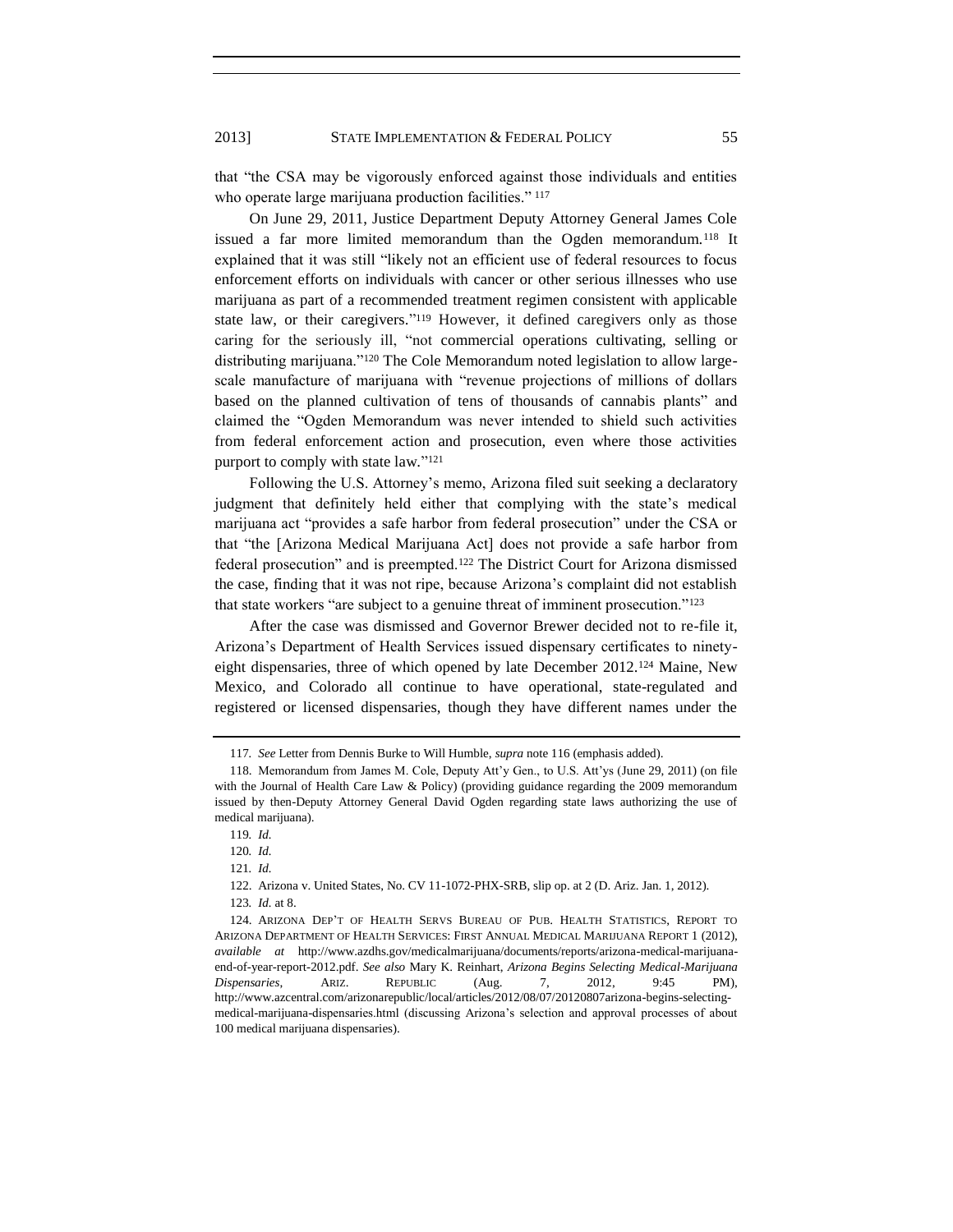that "the CSA may be vigorously enforced against those individuals and entities who operate large marijuana production facilities." [117]

On June 29, 2011, Justice Department Deputy Attorney General James Cole issued a far more limited memorandum than the Ogden memorandum.[118] It explained that it was still "likely not an efficient use of federal resources to focus enforcement efforts on individuals with cancer or other serious illnesses who use marijuana as part of a recommended treatment regimen consistent with applicable state law, or their caregivers."[119] However, it defined caregivers only as those caring for the seriously ill, "not commercial operations cultivating, selling or distributing marijuana."[120] The Cole Memorandum noted legislation to allow large-scale manufacture of marijuana with "revenue projections of millions of dollars based on the planned cultivation of tens of thousands of cannabis plants" and claimed the "Ogden Memorandum was never intended to shield such activities from federal enforcement action and prosecution, even where those activities purport to comply with state law."[121]

Following the U.S. Attorney's memo, Arizona filed suit seeking a declaratory judgment that definitely held either that complying with the state's medical marijuana act "provides a safe harbor from federal prosecution" under the CSA or that "the [Arizona Medical Marijuana Act] does not provide a safe harbor from federal prosecution" and is preempted.[122] The District Court for Arizona dismissed the case, finding that it was not ripe, because Arizona's complaint did not establish that state workers "are subject to a genuine threat of imminent prosecution."[123]

After the case was dismissed and Governor Brewer decided not to re-file it, Arizona's Department of Health Services issued dispensary certificates to ninety-eight dispensaries, three of which opened by late December 2012.[124] Maine, New Mexico, and Colorado all continue to have operational, state-regulated and registered or licensed dispensaries, though they have different names under the

---

117. *See* Letter from Dennis Burke to Will Humble, *supra* note 116 (emphasis added).

118. Memorandum from James M. Cole, Deputy Att'y Gen., to U.S. Att'ys (June 29, 2011) (on file with the Journal of Health Care Law & Policy) (providing guidance regarding the 2009 memorandum issued by then-Deputy Attorney General David Ogden regarding state laws authorizing the use of medical marijuana).

119. *Id.*

120. *Id.*

121. *Id.*

122. Arizona v. United States, No. CV 11-1072-PHX-SRB, slip op. at 2 (D. Ariz. Jan. 1, 2012).

123. *Id.* at 8.

124. ARIZONA DEP'T OF HEALTH SERVS BUREAU OF PUB. HEALTH STATISTICS, REPORT TO ARIZONA DEPARTMENT OF HEALTH SERVICES: FIRST ANNUAL MEDICAL MARIJUANA REPORT 1 (2012), *available at* http://www.azdhs.gov/medicalmarijuana/documents/reports/arizona-medical-marijuana-end-of-year-report-2012.pdf. *See also* Mary K. Reinhart, *Arizona Begins Selecting Medical-Marijuana Dispensaries*, ARIZ. REPUBLIC (Aug. 7, 2012, 9:45 PM), http://www.azcentral.com/arizonarepublic/local/articles/2012/08/07/20120807arizona-begins-selecting-medical-marijuana-dispensaries.html (discussing Arizona's selection and approval processes of about 100 medical marijuana dispensaries).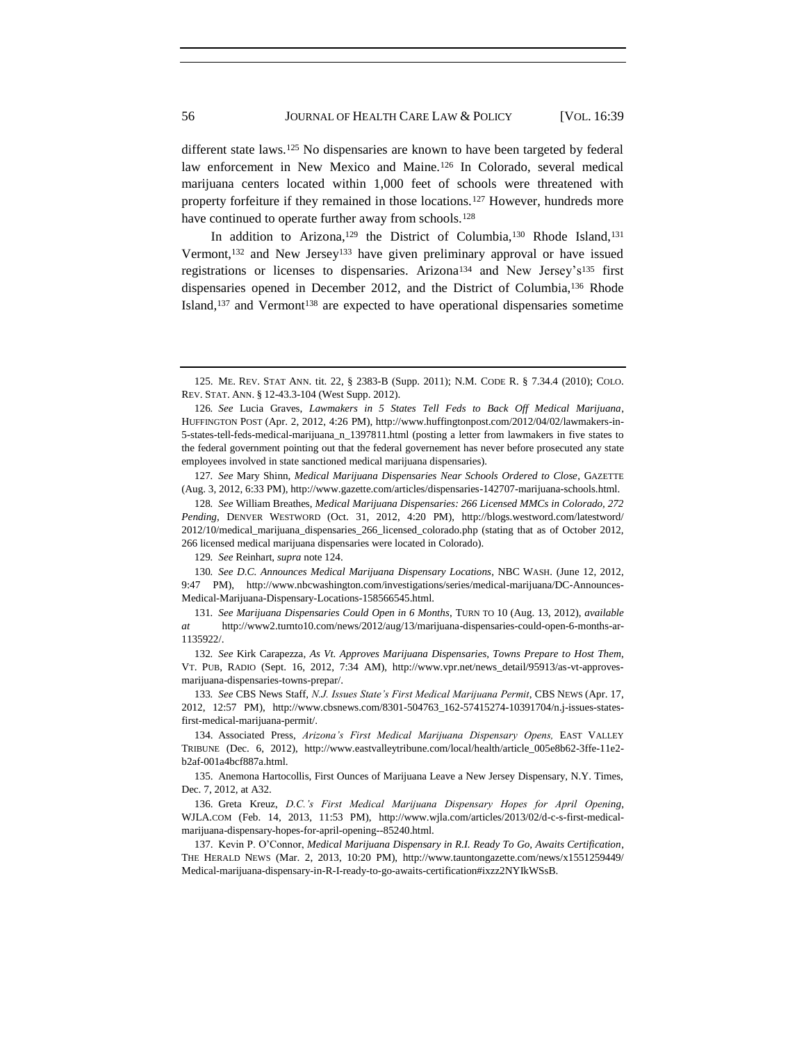different state laws.[125] No dispensaries are known to have been targeted by federal law enforcement in New Mexico and Maine.[126] In Colorado, several medical marijuana centers located within 1,000 feet of schools were threatened with property forfeiture if they remained in those locations.[127] However, hundreds more have continued to operate further away from schools.[128]

In addition to Arizona,[129] the District of Columbia,[130] Rhode Island,[131] Vermont,[132] and New Jersey[133] have given preliminary approval or have issued registrations or licenses to dispensaries. Arizona[134] and New Jersey's[135] first dispensaries opened in December 2012, and the District of Columbia,[136] Rhode Island,[137] and Vermont[138] are expected to have operational dispensaries sometime

---

125. ME. REV. STAT ANN. tit. 22, § 2383-B (Supp. 2011); N.M. CODE R. § 7.34.4 (2010); COLO. REV. STAT. ANN. § 12-43.3-104 (West Supp. 2012).

126. *See* Lucia Graves, *Lawmakers in 5 States Tell Feds to Back Off Medical Marijuana*, HUFFINGTON POST (Apr. 2, 2012, 4:26 PM), http://www.huffingtonpost.com/2012/04/02/lawmakers-in-5-states-tell-feds-medical-marijuana_n_1397811.html (posting a letter from lawmakers in five states to the federal governement pointing out that the federal government has never before prosecuted any state employees involved in state sanctioned medical marijuana dispensaries).

127. *See* Mary Shinn, *Medical Marijuana Dispensaries Near Schools Ordered to Close*, GAZETTE (Aug. 3, 2012, 6:33 PM), http://www.gazette.com/articles/dispensaries-142707-marijuana-schools.html.

128. *See* William Breathes, *Medical Marijuana Dispensaries: 266 Licensed MMCs in Colorado, 272 Pending*, DENVER WESTWORD (Oct. 31, 2012, 4:20 PM), http://blogs.westword.com/latestword/2012/10/medical_marijuana_dispensaries_266_licensed_colorado.php (stating that as of October 2012, 266 licensed medical marijuana dispensaries were located in Colorado).

129. *See* Reinhart, *supra* note 124.

130. *See D.C. Announces Medical Marijuana Dispensary Locations*, NBC WASH. (June 12, 2012, 9:47 PM), http://www.nbcwashington.com/investigations/series/medical-marijuana/DC-Announces-Medical-Marijuana-Dispensary-Locations-158566545.html.

131. *See Marijuana Dispensaries Could Open in 6 Months*, TURN TO 10 (Aug. 13, 2012), *available at* http://www2.turnto10.com/news/2012/aug/13/marijuana-dispensaries-could-open-6-months-ar-1135922/.

132. *See* Kirk Carapezza, *As Vt. Approves Marijuana Dispensaries, Towns Prepare to Host Them*, VT. PUB, RADIO (Sept. 16, 2012, 7:34 AM), http://www.vpr.net/news_detail/95913/as-vt-approves-marijuana-dispensaries-towns-prepar/.

133. *See* CBS News Staff, *N.J. Issues State's First Medical Marijuana Permit*, CBS NEWS (Apr. 17, 2012, 12:57 PM), http://www.cbsnews.com/8301-504763_162-57415274-10391704/n.j-issues-states-first-medical-marijuana-permit/.

134. Associated Press, *Arizona's First Medical Marijuana Dispensary Opens,* EAST VALLEY TRIBUNE (Dec. 6, 2012), http://www.eastvalleytribune.com/local/health/article_005e8b62-3ffe-11e2-b2af-001a4bcf887a.html.

135. Anemona Hartocollis, First Ounces of Marijuana Leave a New Jersey Dispensary, N.Y. Times, Dec. 7, 2012, at A32.

136. Greta Kreuz, *D.C.'s First Medical Marijuana Dispensary Hopes for April Opening*, WJLA.COM (Feb. 14, 2013, 11:53 PM), http://www.wjla.com/articles/2013/02/d-c-s-first-medical-marijuana-dispensary-hopes-for-april-opening--85240.html.

137. Kevin P. O'Connor, *Medical Marijuana Dispensary in R.I. Ready To Go, Awaits Certification*, THE HERALD NEWS (Mar. 2, 2013, 10:20 PM), http://www.tauntongazette.com/news/x1551259449/Medical-marijuana-dispensary-in-R-I-ready-to-go-awaits-certification#ixzz2NYIkWSsB.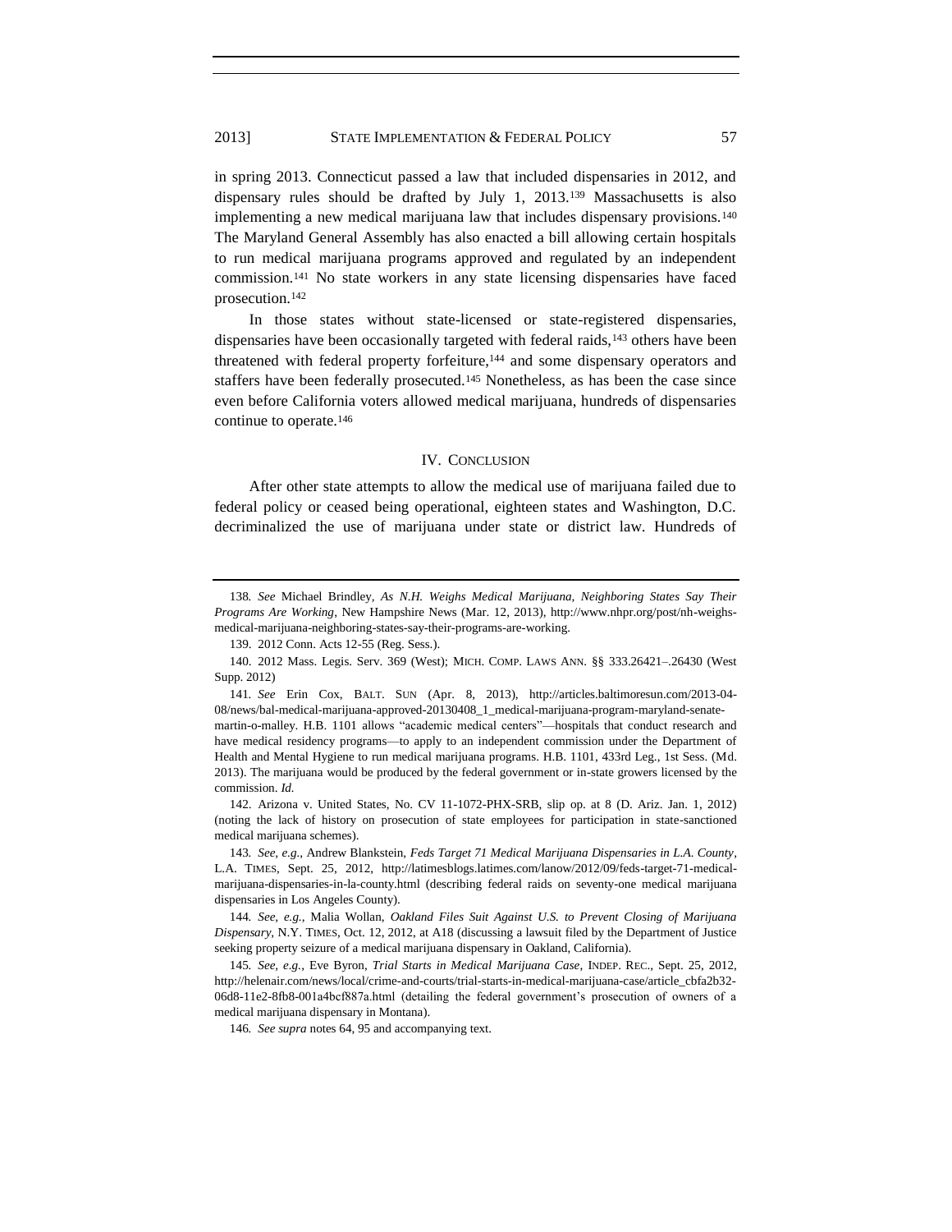in spring 2013. Connecticut passed a law that included dispensaries in 2012, and dispensary rules should be drafted by July 1, 2013.[139] Massachusetts is also implementing a new medical marijuana law that includes dispensary provisions.[140] The Maryland General Assembly has also enacted a bill allowing certain hospitals to run medical marijuana programs approved and regulated by an independent commission.[141] No state workers in any state licensing dispensaries have faced prosecution.[142]

In those states without state-licensed or state-registered dispensaries, dispensaries have been occasionally targeted with federal raids,[143] others have been threatened with federal property forfeiture,[144] and some dispensary operators and staffers have been federally prosecuted.[145] Nonetheless, as has been the case since even before California voters allowed medical marijuana, hundreds of dispensaries continue to operate.[146]

## IV. Conclusion

After other state attempts to allow the medical use of marijuana failed due to federal policy or ceased being operational, eighteen states and Washington, D.C. decriminalized the use of marijuana under state or district law. Hundreds of

---

138. *See* Michael Brindley, *As N.H. Weighs Medical Marijuana, Neighboring States Say Their Programs Are Working*, New Hampshire News (Mar. 12, 2013), http://www.nhpr.org/post/nh-weighs-medical-marijuana-neighboring-states-say-their-programs-are-working.

139. 2012 Conn. Acts 12-55 (Reg. Sess.).

140. 2012 Mass. Legis. Serv. 369 (West); MICH. COMP. LAWS ANN. §§ 333.26421–.26430 (West Supp. 2012)

141. *See* Erin Cox, BALT. SUN (Apr. 8, 2013), http://articles.baltimoresun.com/2013-04-08/news/bal-medical-marijuana-approved-20130408_1_medical-marijuana-program-maryland-senate-martin-o-malley. H.B. 1101 allows "academic medical centers"—hospitals that conduct research and have medical residency programs—to apply to an independent commission under the Department of Health and Mental Hygiene to run medical marijuana programs. H.B. 1101, 433rd Leg., 1st Sess. (Md. 2013). The marijuana would be produced by the federal government or in-state growers licensed by the commission. *Id.*

142. Arizona v. United States, No. CV 11-1072-PHX-SRB, slip op. at 8 (D. Ariz. Jan. 1, 2012) (noting the lack of history on prosecution of state employees for participation in state-sanctioned medical marijuana schemes).

143. *See, e.g.*, Andrew Blankstein, *Feds Target 71 Medical Marijuana Dispensaries in L.A. County*, L.A. TIMES, Sept. 25, 2012, http://latimesblogs.latimes.com/lanow/2012/09/feds-target-71-medical-marijuana-dispensaries-in-la-county.html (describing federal raids on seventy-one medical marijuana dispensaries in Los Angeles County).

144. *See, e.g.*, Malia Wollan, *Oakland Files Suit Against U.S. to Prevent Closing of Marijuana Dispensary*, N.Y. TIMES, Oct. 12, 2012, at A18 (discussing a lawsuit filed by the Department of Justice seeking property seizure of a medical marijuana dispensary in Oakland, California).

145. *See, e.g.*, Eve Byron, *Trial Starts in Medical Marijuana Case*, INDEP. REC., Sept. 25, 2012, http://helenair.com/news/local/crime-and-courts/trial-starts-in-medical-marijuana-case/article_cbfa2b32-06d8-11e2-8fb8-001a4bcf887a.html (detailing the federal government's prosecution of owners of a medical marijuana dispensary in Montana).

146. *See supra* notes 64, 95 and accompanying text.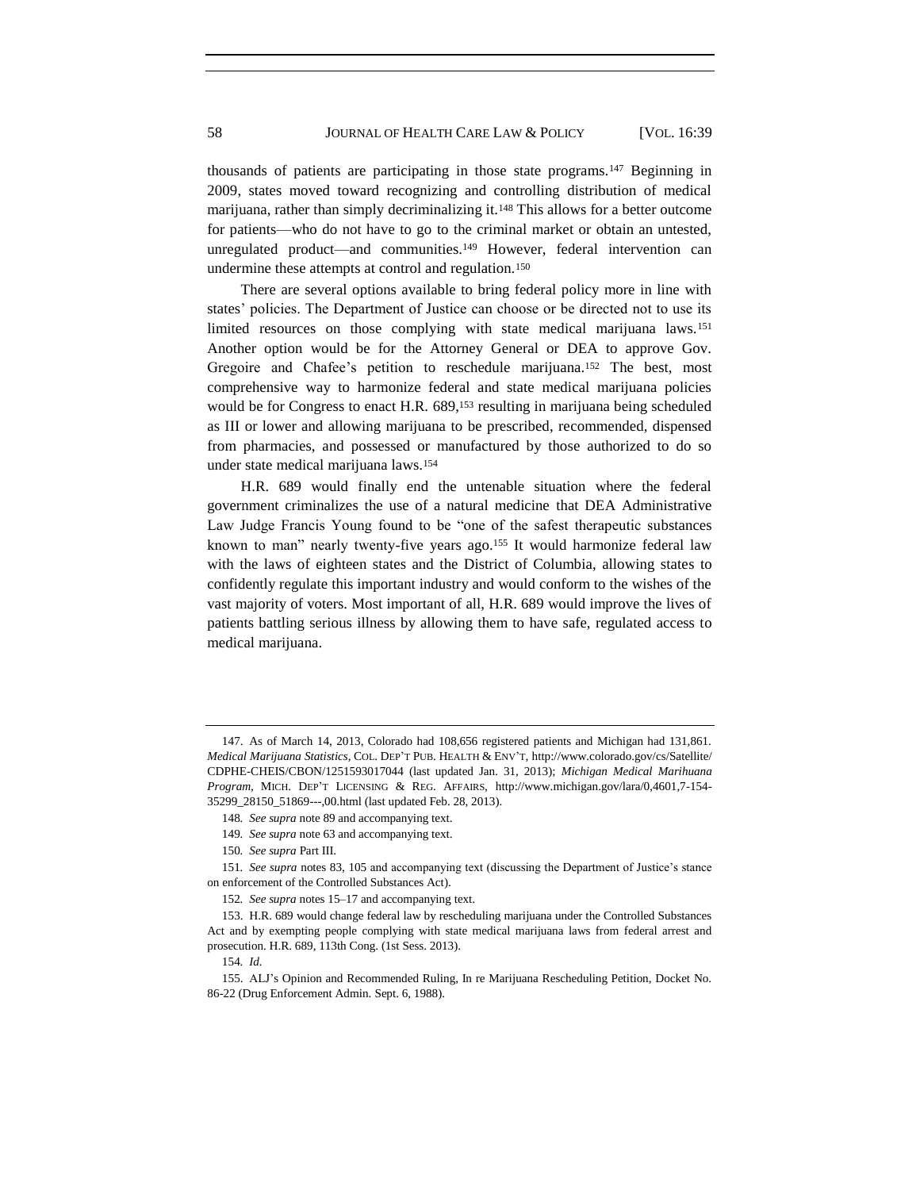thousands of patients are participating in those state programs.[147] Beginning in 2009, states moved toward recognizing and controlling distribution of medical marijuana, rather than simply decriminalizing it.[148] This allows for a better outcome for patients—who do not have to go to the criminal market or obtain an untested, unregulated product—and communities.[149] However, federal intervention can undermine these attempts at control and regulation.[150]

There are several options available to bring federal policy more in line with states' policies. The Department of Justice can choose or be directed not to use its limited resources on those complying with state medical marijuana laws.[151] Another option would be for the Attorney General or DEA to approve Gov. Gregoire and Chafee's petition to reschedule marijuana.[152] The best, most comprehensive way to harmonize federal and state medical marijuana policies would be for Congress to enact H.R. 689,[153] resulting in marijuana being scheduled as III or lower and allowing marijuana to be prescribed, recommended, dispensed from pharmacies, and possessed or manufactured by those authorized to do so under state medical marijuana laws.[154]

H.R. 689 would finally end the untenable situation where the federal government criminalizes the use of a natural medicine that DEA Administrative Law Judge Francis Young found to be "one of the safest therapeutic substances known to man" nearly twenty-five years ago.[155] It would harmonize federal law with the laws of eighteen states and the District of Columbia, allowing states to confidently regulate this important industry and would conform to the wishes of the vast majority of voters. Most important of all, H.R. 689 would improve the lives of patients battling serious illness by allowing them to have safe, regulated access to medical marijuana.

---

147. As of March 14, 2013, Colorado had 108,656 registered patients and Michigan had 131,861. *Medical Marijuana Statistics*, COL. DEP'T PUB. HEALTH & ENV'T, http://www.colorado.gov/cs/Satellite/CDPHE-CHEIS/CBON/1251593017044 (last updated Jan. 31, 2013); *Michigan Medical Marihuana Program*, MICH. DEP'T LICENSING & REG. AFFAIRS, http://www.michigan.gov/lara/0,4601,7-154-35299_28150_51869---,00.html (last updated Feb. 28, 2013).

148. *See supra* note 89 and accompanying text.

149. *See supra* note 63 and accompanying text.

150. *See supra* Part III.

151. *See supra* notes 83, 105 and accompanying text (discussing the Department of Justice's stance on enforcement of the Controlled Substances Act).

152. *See supra* notes 15–17 and accompanying text.

153. H.R. 689 would change federal law by rescheduling marijuana under the Controlled Substances Act and by exempting people complying with state medical marijuana laws from federal arrest and prosecution. H.R. 689, 113th Cong. (1st Sess. 2013).

154. *Id.*

155. ALJ's Opinion and Recommended Ruling, In re Marijuana Rescheduling Petition, Docket No. 86-22 (Drug Enforcement Admin. Sept. 6, 1988).